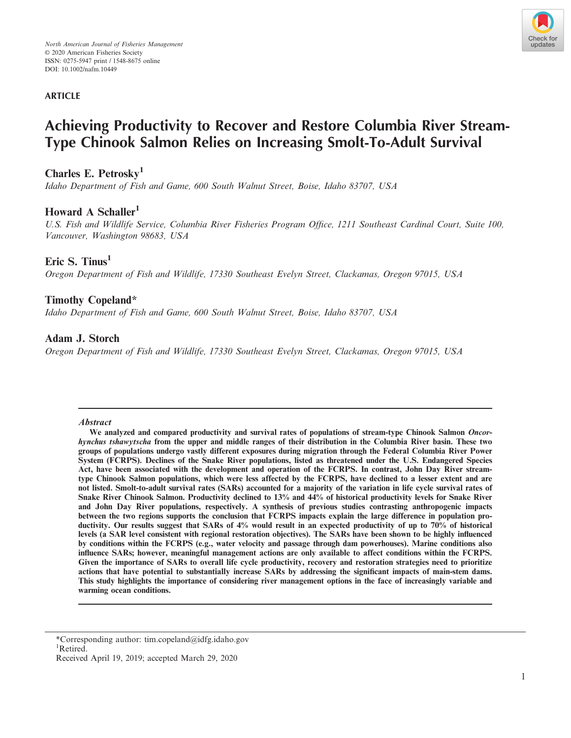North American Journal of Fisheries Management
© 2020 American Fisheries Society
ISSN: 0275-5947 print / 1548-8675 online
DOI: 10.1002/nafm.10449

**ARTICLE**

# Achieving Productivity to Recover and Restore Columbia River Stream-Type Chinook Salmon Relies on Increasing Smolt-To-Adult Survival

**Charles E. Petrosky**[1]
*Idaho Department of Fish and Game, 600 South Walnut Street, Boise, Idaho 83707, USA*

**Howard A Schaller**[1]
*U.S. Fish and Wildlife Service, Columbia River Fisheries Program Office, 1211 Southeast Cardinal Court, Suite 100, Vancouver, Washington 98683, USA*

**Eric S. Tinus**[1]
*Oregon Department of Fish and Wildlife, 17330 Southeast Evelyn Street, Clackamas, Oregon 97015, USA*

**Timothy Copeland***
*Idaho Department of Fish and Game, 600 South Walnut Street, Boise, Idaho 83707, USA*

**Adam J. Storch**
*Oregon Department of Fish and Wildlife, 17330 Southeast Evelyn Street, Clackamas, Oregon 97015, USA*

---

### *Abstract*

**We analyzed and compared productivity and survival rates of populations of stream-type Chinook Salmon *Oncorhynchus tshawytscha* from the upper and middle ranges of their distribution in the Columbia River basin. These two groups of populations undergo vastly different exposures during migration through the Federal Columbia River Power System (FCRPS). Declines of the Snake River populations, listed as threatened under the U.S. Endangered Species Act, have been associated with the development and operation of the FCRPS. In contrast, John Day River stream-type Chinook Salmon populations, which were less affected by the FCRPS, have declined to a lesser extent and are not listed. Smolt-to-adult survival rates (SARs) accounted for a majority of the variation in life cycle survival rates of Snake River Chinook Salmon. Productivity declined to 13% and 44% of historical productivity levels for Snake River and John Day River populations, respectively. A synthesis of previous studies contrasting anthropogenic impacts between the two regions supports the conclusion that FCRPS impacts explain the large difference in population productivity. Our results suggest that SARs of 4% would result in an expected productivity of up to 70% of historical levels (a SAR level consistent with regional restoration objectives). The SARs have been shown to be highly influenced by conditions within the FCRPS (e.g., water velocity and passage through dam powerhouses). Marine conditions also influence SARs; however, meaningful management actions are only available to affect conditions within the FCRPS. Given the importance of SARs to overall life cycle productivity, recovery and restoration strategies need to prioritize actions that have potential to substantially increase SARs by addressing the significant impacts of main-stem dams. This study highlights the importance of considering river management options in the face of increasingly variable and warming ocean conditions.**

---

*Corresponding author: tim.copeland@idfg.idaho.gov
[1]Retired.
Received April 19, 2019; accepted March 29, 2020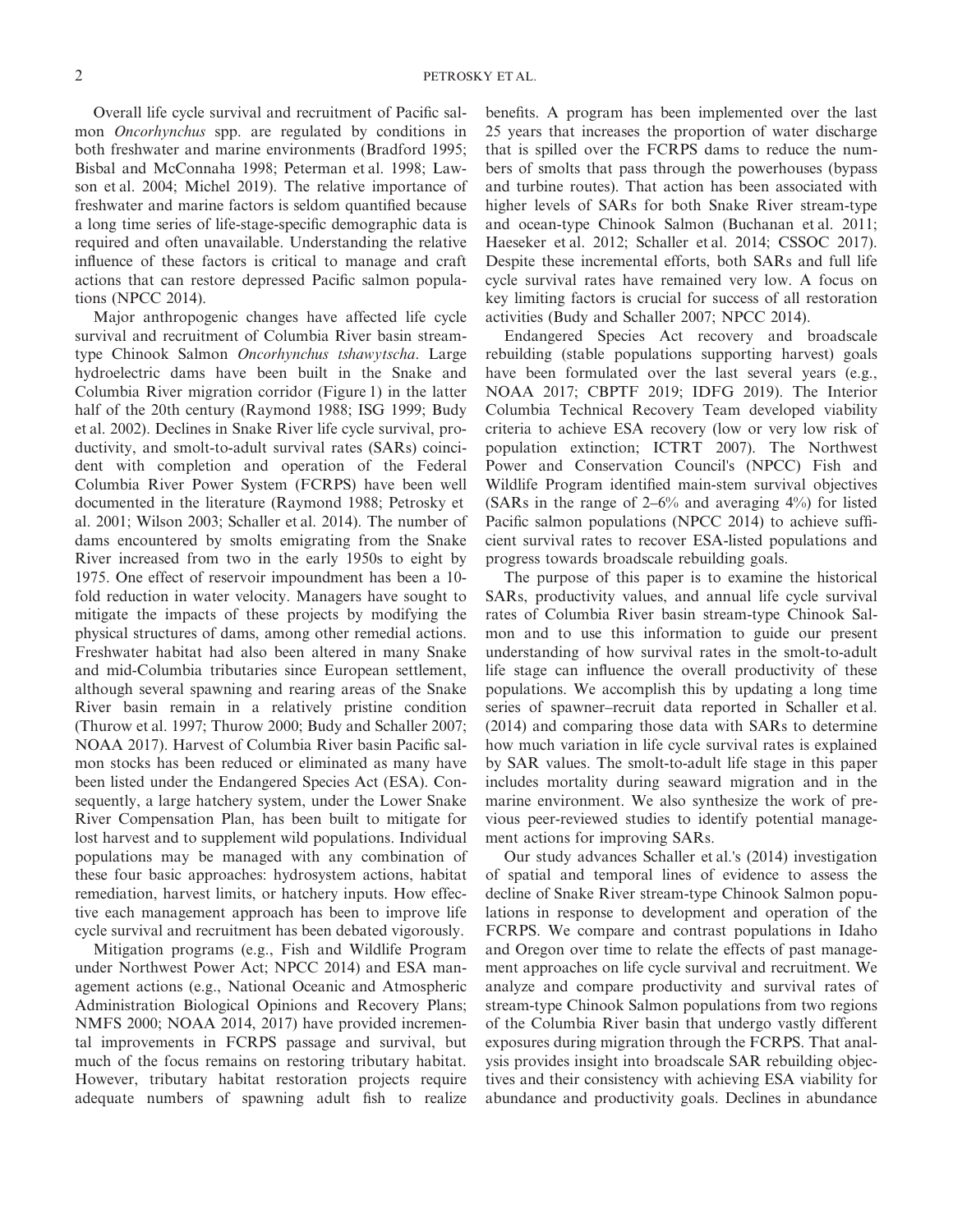Overall life cycle survival and recruitment of Pacific salmon *Oncorhynchus* spp. are regulated by conditions in both freshwater and marine environments (Bradford 1995; Bisbal and McConnaha 1998; Peterman et al. 1998; Lawson et al. 2004; Michel 2019). The relative importance of freshwater and marine factors is seldom quantified because a long time series of life-stage-specific demographic data is required and often unavailable. Understanding the relative influence of these factors is critical to manage and craft actions that can restore depressed Pacific salmon populations (NPCC 2014).

Major anthropogenic changes have affected life cycle survival and recruitment of Columbia River basin stream-type Chinook Salmon *Oncorhynchus tshawytscha*. Large hydroelectric dams have been built in the Snake and Columbia River migration corridor (Figure 1) in the latter half of the 20th century (Raymond 1988; ISG 1999; Budy et al. 2002). Declines in Snake River life cycle survival, productivity, and smolt-to-adult survival rates (SARs) coincident with completion and operation of the Federal Columbia River Power System (FCRPS) have been well documented in the literature (Raymond 1988; Petrosky et al. 2001; Wilson 2003; Schaller et al. 2014). The number of dams encountered by smolts emigrating from the Snake River increased from two in the early 1950s to eight by 1975. One effect of reservoir impoundment has been a 10-fold reduction in water velocity. Managers have sought to mitigate the impacts of these projects by modifying the physical structures of dams, among other remedial actions. Freshwater habitat had also been altered in many Snake and mid-Columbia tributaries since European settlement, although several spawning and rearing areas of the Snake River basin remain in a relatively pristine condition (Thurow et al. 1997; Thurow 2000; Budy and Schaller 2007; NOAA 2017). Harvest of Columbia River basin Pacific salmon stocks has been reduced or eliminated as many have been listed under the Endangered Species Act (ESA). Consequently, a large hatchery system, under the Lower Snake River Compensation Plan, has been built to mitigate for lost harvest and to supplement wild populations. Individual populations may be managed with any combination of these four basic approaches: hydrosystem actions, habitat remediation, harvest limits, or hatchery inputs. How effective each management approach has been to improve life cycle survival and recruitment has been debated vigorously.

Mitigation programs (e.g., Fish and Wildlife Program under Northwest Power Act; NPCC 2014) and ESA management actions (e.g., National Oceanic and Atmospheric Administration Biological Opinions and Recovery Plans; NMFS 2000; NOAA 2014, 2017) have provided incremental improvements in FCRPS passage and survival, but much of the focus remains on restoring tributary habitat. However, tributary habitat restoration projects require adequate numbers of spawning adult fish to realize benefits. A program has been implemented over the last 25 years that increases the proportion of water discharge that is spilled over the FCRPS dams to reduce the numbers of smolts that pass through the powerhouses (bypass and turbine routes). That action has been associated with higher levels of SARs for both Snake River stream-type and ocean-type Chinook Salmon (Buchanan et al. 2011; Haeseker et al. 2012; Schaller et al. 2014; CSSOC 2017). Despite these incremental efforts, both SARs and full life cycle survival rates have remained very low. A focus on key limiting factors is crucial for success of all restoration activities (Budy and Schaller 2007; NPCC 2014).

Endangered Species Act recovery and broadscale rebuilding (stable populations supporting harvest) goals have been formulated over the last several years (e.g., NOAA 2017; CBPTF 2019; IDFG 2019). The Interior Columbia Technical Recovery Team developed viability criteria to achieve ESA recovery (low or very low risk of population extinction; ICTRT 2007). The Northwest Power and Conservation Council's (NPCC) Fish and Wildlife Program identified main-stem survival objectives (SARs in the range of 2–6% and averaging 4%) for listed Pacific salmon populations (NPCC 2014) to achieve sufficient survival rates to recover ESA-listed populations and progress towards broadscale rebuilding goals.

The purpose of this paper is to examine the historical SARs, productivity values, and annual life cycle survival rates of Columbia River basin stream-type Chinook Salmon and to use this information to guide our present understanding of how survival rates in the smolt-to-adult life stage can influence the overall productivity of these populations. We accomplish this by updating a long time series of spawner–recruit data reported in Schaller et al. (2014) and comparing those data with SARs to determine how much variation in life cycle survival rates is explained by SAR values. The smolt-to-adult life stage in this paper includes mortality during seaward migration and in the marine environment. We also synthesize the work of previous peer-reviewed studies to identify potential management actions for improving SARs.

Our study advances Schaller et al.'s (2014) investigation of spatial and temporal lines of evidence to assess the decline of Snake River stream-type Chinook Salmon populations in response to development and operation of the FCRPS. We compare and contrast populations in Idaho and Oregon over time to relate the effects of past management approaches on life cycle survival and recruitment. We analyze and compare productivity and survival rates of stream-type Chinook Salmon populations from two regions of the Columbia River basin that undergo vastly different exposures during migration through the FCRPS. That analysis provides insight into broadscale SAR rebuilding objectives and their consistency with achieving ESA viability for abundance and productivity goals. Declines in abundance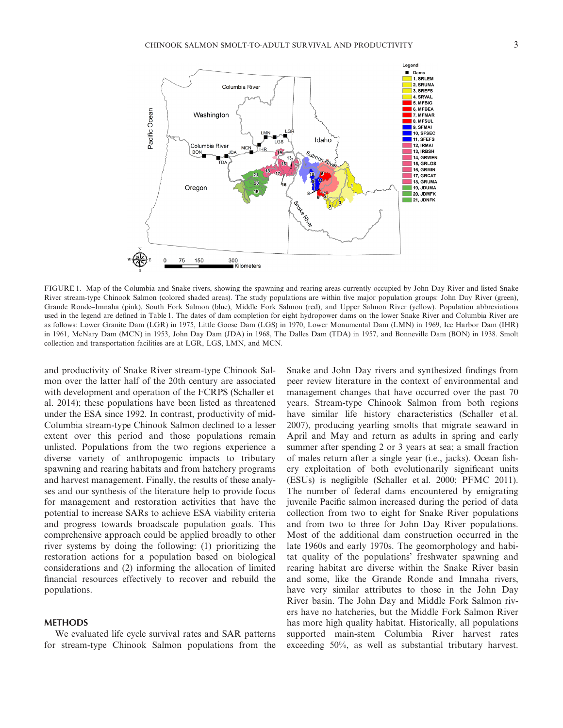Legend

Dams

1, SRLEM

2, SRUMA

3, SREFS

4, SRVAL

5, MFBIG

6, MFBEA

7, MFMAR

8, MFSUL

9, SFMAI

10, SFSEC

11, SFEFS

12, IRMAI

13, IRBSH

14, GRWEN

15, GRLOS

16, GRMIN

17, GRCAT

18, GRUMA

19, JDUMA

20, JDMFK

21, JDNFK

Columbia River

Washington

Pacific Ocean

Idaho

Oregon

Salmon River

Snake River

LGR LGS LMN MCN IHR BON JDA TDA

0 75 150 300 Kilometers

FIGURE 1. Map of the Columbia and Snake rivers, showing the spawning and rearing areas currently occupied by John Day River and listed Snake River stream-type Chinook Salmon (colored shaded areas). The study populations are within five major population groups: John Day River (green), Grande Ronde–Imnaha (pink), South Fork Salmon (blue), Middle Fork Salmon (red), and Upper Salmon River (yellow). Population abbreviations used in the legend are defined in Table 1. The dates of dam completion for eight hydropower dams on the lower Snake River and Columbia River are as follows: Lower Granite Dam (LGR) in 1975, Little Goose Dam (LGS) in 1970, Lower Monumental Dam (LMN) in 1969, Ice Harbor Dam (IHR) in 1961, McNary Dam (MCN) in 1953, John Day Dam (JDA) in 1968, The Dalles Dam (TDA) in 1957, and Bonneville Dam (BON) in 1938. Smolt collection and transportation facilities are at LGR, LGS, LMN, and MCN.

and productivity of Snake River stream-type Chinook Salmon over the latter half of the 20th century are associated with development and operation of the FCRPS (Schaller et al. 2014); these populations have been listed as threatened under the ESA since 1992. In contrast, productivity of mid-Columbia stream-type Chinook Salmon declined to a lesser extent over this period and those populations remain unlisted. Populations from the two regions experience a diverse variety of anthropogenic impacts to tributary spawning and rearing habitats and from hatchery programs and harvest management. Finally, the results of these analyses and our synthesis of the literature help to provide focus for management and restoration activities that have the potential to increase SARs to achieve ESA viability criteria and progress towards broadscale population goals. This comprehensive approach could be applied broadly to other river systems by doing the following: (1) prioritizing the restoration actions for a population based on biological considerations and (2) informing the allocation of limited financial resources effectively to recover and rebuild the populations.

## METHODS

We evaluated life cycle survival rates and SAR patterns for stream-type Chinook Salmon populations from the Snake and John Day rivers and synthesized findings from peer review literature in the context of environmental and management changes that have occurred over the past 70 years. Stream-type Chinook Salmon from both regions have similar life history characteristics (Schaller et al. 2007), producing yearling smolts that migrate seaward in April and May and return as adults in spring and early summer after spending 2 or 3 years at sea; a small fraction of males return after a single year (i.e., jacks). Ocean fishery exploitation of both evolutionarily significant units (ESUs) is negligible (Schaller et al. 2000; PFMC 2011). The number of federal dams encountered by emigrating juvenile Pacific salmon increased during the period of data collection from two to eight for Snake River populations and from two to three for John Day River populations. Most of the additional dam construction occurred in the late 1960s and early 1970s. The geomorphology and habitat quality of the populations' freshwater spawning and rearing habitat are diverse within the Snake River basin and some, like the Grande Ronde and Imnaha rivers, have very similar attributes to those in the John Day River basin. The John Day and Middle Fork Salmon rivers have no hatcheries, but the Middle Fork Salmon River has more high quality habitat. Historically, all populations supported main-stem Columbia River harvest rates exceeding 50%, as well as substantial tributary harvest.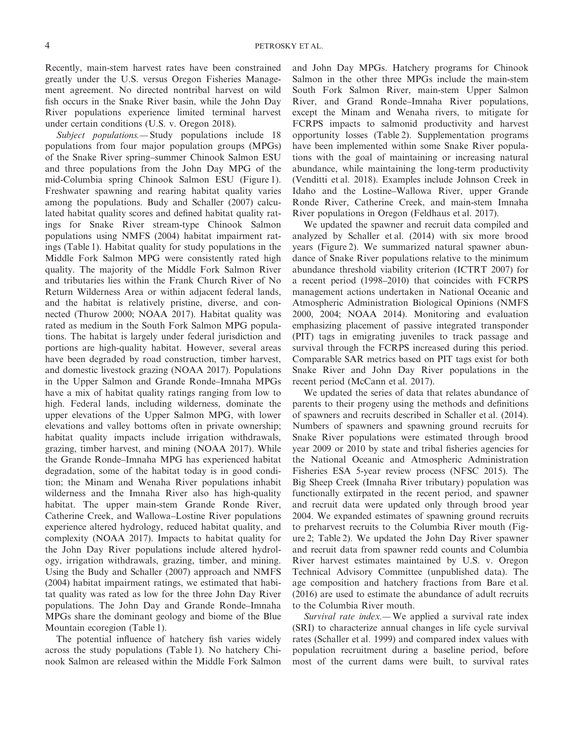Recently, main-stem harvest rates have been constrained greatly under the U.S. versus Oregon Fisheries Management agreement. No directed nontribal harvest on wild fish occurs in the Snake River basin, while the John Day River populations experience limited terminal harvest under certain conditions (U.S. v. Oregon 2018).

*Subject populations.—* Study populations include 18 populations from four major population groups (MPGs) of the Snake River spring–summer Chinook Salmon ESU and three populations from the John Day MPG of the mid-Columbia spring Chinook Salmon ESU (Figure 1). Freshwater spawning and rearing habitat quality varies among the populations. Budy and Schaller (2007) calculated habitat quality scores and defined habitat quality ratings for Snake River stream-type Chinook Salmon populations using NMFS (2004) habitat impairment ratings (Table 1). Habitat quality for study populations in the Middle Fork Salmon MPG were consistently rated high quality. The majority of the Middle Fork Salmon River and tributaries lies within the Frank Church River of No Return Wilderness Area or within adjacent federal lands, and the habitat is relatively pristine, diverse, and connected (Thurow 2000; NOAA 2017). Habitat quality was rated as medium in the South Fork Salmon MPG populations. The habitat is largely under federal jurisdiction and portions are high-quality habitat. However, several areas have been degraded by road construction, timber harvest, and domestic livestock grazing (NOAA 2017). Populations in the Upper Salmon and Grande Ronde–Imnaha MPGs have a mix of habitat quality ratings ranging from low to high. Federal lands, including wilderness, dominate the upper elevations of the Upper Salmon MPG, with lower elevations and valley bottoms often in private ownership; habitat quality impacts include irrigation withdrawals, grazing, timber harvest, and mining (NOAA 2017). While the Grande Ronde–Imnaha MPG has experienced habitat degradation, some of the habitat today is in good condition; the Minam and Wenaha River populations inhabit wilderness and the Imnaha River also has high-quality habitat. The upper main-stem Grande Ronde River, Catherine Creek, and Wallowa–Lostine River populations experience altered hydrology, reduced habitat quality, and complexity (NOAA 2017). Impacts to habitat quality for the John Day River populations include altered hydrology, irrigation withdrawals, grazing, timber, and mining. Using the Budy and Schaller (2007) approach and NMFS (2004) habitat impairment ratings, we estimated that habitat quality was rated as low for the three John Day River populations. The John Day and Grande Ronde–Imnaha MPGs share the dominant geology and biome of the Blue Mountain ecoregion (Table 1).

The potential influence of hatchery fish varies widely across the study populations (Table 1). No hatchery Chinook Salmon are released within the Middle Fork Salmon and John Day MPGs. Hatchery programs for Chinook Salmon in the other three MPGs include the main-stem South Fork Salmon River, main-stem Upper Salmon River, and Grand Ronde–Imnaha River populations, except the Minam and Wenaha rivers, to mitigate for FCRPS impacts to salmonid productivity and harvest opportunity losses (Table 2). Supplementation programs have been implemented within some Snake River populations with the goal of maintaining or increasing natural abundance, while maintaining the long-term productivity (Venditti et al. 2018). Examples include Johnson Creek in Idaho and the Lostine–Wallowa River, upper Grande Ronde River, Catherine Creek, and main-stem Imnaha River populations in Oregon (Feldhaus et al. 2017).

We updated the spawner and recruit data compiled and analyzed by Schaller et al. (2014) with six more brood years (Figure 2). We summarized natural spawner abundance of Snake River populations relative to the minimum abundance threshold viability criterion (ICTRT 2007) for a recent period (1998–2010) that coincides with FCRPS management actions undertaken in National Oceanic and Atmospheric Administration Biological Opinions (NMFS 2000, 2004; NOAA 2014). Monitoring and evaluation emphasizing placement of passive integrated transponder (PIT) tags in emigrating juveniles to track passage and survival through the FCRPS increased during this period. Comparable SAR metrics based on PIT tags exist for both Snake River and John Day River populations in the recent period (McCann et al. 2017).

We updated the series of data that relates abundance of parents to their progeny using the methods and definitions of spawners and recruits described in Schaller et al. (2014). Numbers of spawners and spawning ground recruits for Snake River populations were estimated through brood year 2009 or 2010 by state and tribal fisheries agencies for the National Oceanic and Atmospheric Administration Fisheries ESA 5-year review process (NFSC 2015). The Big Sheep Creek (Imnaha River tributary) population was functionally extirpated in the recent period, and spawner and recruit data were updated only through brood year 2004. We expanded estimates of spawning ground recruits to preharvest recruits to the Columbia River mouth (Figure 2; Table 2). We updated the John Day River spawner and recruit data from spawner redd counts and Columbia River harvest estimates maintained by U.S. v. Oregon Technical Advisory Committee (unpublished data). The age composition and hatchery fractions from Bare et al. (2016) are used to estimate the abundance of adult recruits to the Columbia River mouth.

*Survival rate index.—* We applied a survival rate index (SRI) to characterize annual changes in life cycle survival rates (Schaller et al. 1999) and compared index values with population recruitment during a baseline period, before most of the current dams were built, to survival rates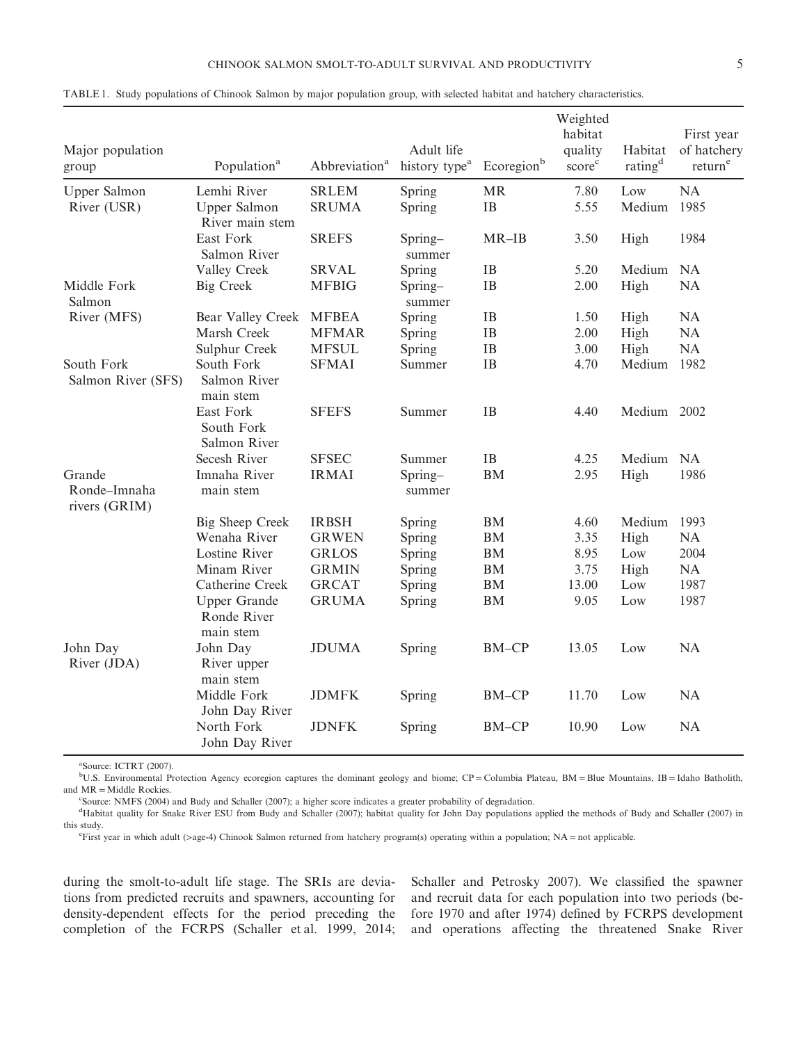TABLE 1. Study populations of Chinook Salmon by major population group, with selected habitat and hatchery characteristics.

| Major population group | Population[a] | Abbreviation[a] | Adult life history type[a] | Ecoregion[b] | Weighted habitat quality score[c] | Habitat rating[d] | First year of hatchery return[e] |
|---|---|---|---|---|---|---|---|
| Upper Salmon River (USR) | Lemhi River | SRLEM | Spring | MR | 7.80 | Low | NA |
| | Upper Salmon River main stem | SRUMA | Spring | IB | 5.55 | Medium | 1985 |
| | East Fork Salmon River | SREFS | Spring–summer | MR–IB | 3.50 | High | 1984 |
| | Valley Creek | SRVAL | Spring | IB | 5.20 | Medium | NA |
| Middle Fork Salmon River (MFS) | Big Creek | MFBIG | Spring–summer | IB | 2.00 | High | NA |
| | Bear Valley Creek | MFBEA | Spring | IB | 1.50 | High | NA |
| | Marsh Creek | MFMAR | Spring | IB | 2.00 | High | NA |
| | Sulphur Creek | MFSUL | Spring | IB | 3.00 | High | NA |
| South Fork Salmon River (SFS) | South Fork Salmon River main stem | SFMAI | Summer | IB | 4.70 | Medium | 1982 |
| | East Fork South Fork Salmon River | SFEFS | Summer | IB | 4.40 | Medium | 2002 |
| | Secesh River | SFSEC | Summer | IB | 4.25 | Medium | NA |
| Grande Ronde–Imnaha rivers (GRIM) | Imnaha River main stem | IRMAI | Spring–summer | BM | 2.95 | High | 1986 |
| | Big Sheep Creek | IRBSH | Spring | BM | 4.60 | Medium | 1993 |
| | Wenaha River | GRWEN | Spring | BM | 3.35 | High | NA |
| | Lostine River | GRLOS | Spring | BM | 8.95 | Low | 2004 |
| | Minam River | GRMIN | Spring | BM | 3.75 | High | NA |
| | Catherine Creek | GRCAT | Spring | BM | 13.00 | Low | 1987 |
| | Upper Grande Ronde River main stem | GRUMA | Spring | BM | 9.05 | Low | 1987 |
| John Day River (JDA) | John Day River upper main stem | JDUMA | Spring | BM–CP | 13.05 | Low | NA |
| | Middle Fork John Day River | JDMFK | Spring | BM–CP | 11.70 | Low | NA |
| | North Fork John Day River | JDNFK | Spring | BM–CP | 10.90 | Low | NA |

[a]Source: ICTRT (2007).

[b]U.S. Environmental Protection Agency ecoregion captures the dominant geology and biome; CP = Columbia Plateau, BM = Blue Mountains, IB = Idaho Batholith, and MR = Middle Rockies.

[c]Source: NMFS (2004) and Budy and Schaller (2007); a higher score indicates a greater probability of degradation.

[d]Habitat quality for Snake River ESU from Budy and Schaller (2007); habitat quality for John Day populations applied the methods of Budy and Schaller (2007) in this study.

[e]First year in which adult (>age-4) Chinook Salmon returned from hatchery program(s) operating within a population; NA = not applicable.

during the smolt-to-adult life stage. The SRIs are deviations from predicted recruits and spawners, accounting for density-dependent effects for the period preceding the completion of the FCRPS (Schaller et al. 1999, 2014; Schaller and Petrosky 2007). We classified the spawner and recruit data for each population into two periods (before 1970 and after 1974) defined by FCRPS development and operations affecting the threatened Snake River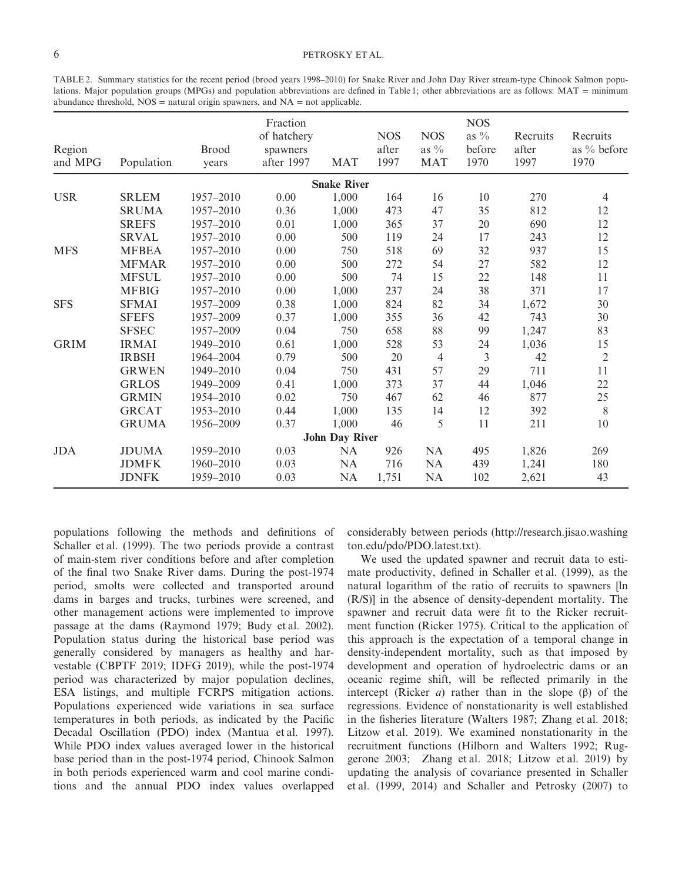TABLE 2. Summary statistics for the recent period (brood years 1998–2010) for Snake River and John Day River stream-type Chinook Salmon populations. Major population groups (MPGs) and population abbreviations are defined in Table 1; other abbreviations are as follows: MAT = minimum abundance threshold, NOS = natural origin spawners, and NA = not applicable.

| Region and MPG | Population | Brood years | Fraction of hatchery spawners after 1997 | MAT | NOS after 1997 | NOS as % MAT | NOS as % before 1970 | Recruits after 1997 | Recruits as % before 1970 |
|---|---|---|---|---|---|---|---|---|---|
| | | | | **Snake River** | | | | | |
| USR | SRLEM | 1957–2010 | 0.00 | 1,000 | 164 | 16 | 10 | 270 | 4 |
| | SRUMA | 1957–2010 | 0.36 | 1,000 | 473 | 47 | 35 | 812 | 12 |
| | SREFS | 1957–2010 | 0.01 | 1,000 | 365 | 37 | 20 | 690 | 12 |
| | SRVAL | 1957–2010 | 0.00 | 500 | 119 | 24 | 17 | 243 | 12 |
| MFS | MFBEA | 1957–2010 | 0.00 | 750 | 518 | 69 | 32 | 937 | 15 |
| | MFMAR | 1957–2010 | 0.00 | 500 | 272 | 54 | 27 | 582 | 12 |
| | MFSUL | 1957–2010 | 0.00 | 500 | 74 | 15 | 22 | 148 | 11 |
| | MFBIG | 1957–2010 | 0.00 | 1,000 | 237 | 24 | 38 | 371 | 17 |
| SFS | SFMAI | 1957–2009 | 0.38 | 1,000 | 824 | 82 | 34 | 1,672 | 30 |
| | SFEFS | 1957–2009 | 0.37 | 1,000 | 355 | 36 | 42 | 743 | 30 |
| | SFSEC | 1957–2009 | 0.04 | 750 | 658 | 88 | 99 | 1,247 | 83 |
| GRIM | IRMAI | 1949–2010 | 0.61 | 1,000 | 528 | 53 | 24 | 1,036 | 15 |
| | IRBSH | 1964–2004 | 0.79 | 500 | 20 | 4 | 3 | 42 | 2 |
| | GRWEN | 1949–2010 | 0.04 | 750 | 431 | 57 | 29 | 711 | 11 |
| | GRLOS | 1949–2009 | 0.41 | 1,000 | 373 | 37 | 44 | 1,046 | 22 |
| | GRMIN | 1954–2010 | 0.02 | 750 | 467 | 62 | 46 | 877 | 25 |
| | GRCAT | 1953–2010 | 0.44 | 1,000 | 135 | 14 | 12 | 392 | 8 |
| | GRUMA | 1956–2009 | 0.37 | 1,000 | 46 | 5 | 11 | 211 | 10 |
| | | | | **John Day River** | | | | | |
| JDA | JDUMA | 1959–2010 | 0.03 | NA | 926 | NA | 495 | 1,826 | 269 |
| | JDMFK | 1960–2010 | 0.03 | NA | 716 | NA | 439 | 1,241 | 180 |
| | JDNFK | 1959–2010 | 0.03 | NA | 1,751 | NA | 102 | 2,621 | 43 |

populations following the methods and definitions of Schaller et al. (1999). The two periods provide a contrast of main-stem river conditions before and after completion of the final two Snake River dams. During the post-1974 period, smolts were collected and transported around dams in barges and trucks, turbines were screened, and other management actions were implemented to improve passage at the dams (Raymond 1979; Budy et al. 2002). Population status during the historical base period was generally considered by managers as healthy and harvestable (CBPTF 2019; IDFG 2019), while the post-1974 period was characterized by major population declines, ESA listings, and multiple FCRPS mitigation actions. Populations experienced wide variations in sea surface temperatures in both periods, as indicated by the Pacific Decadal Oscillation (PDO) index (Mantua et al. 1997). While PDO index values averaged lower in the historical base period than in the post-1974 period, Chinook Salmon in both periods experienced warm and cool marine conditions and the annual PDO index values overlapped considerably between periods (http://research.jisao.washington.edu/pdo/PDO.latest.txt).

We used the updated spawner and recruit data to estimate productivity, defined in Schaller et al. (1999), as the natural logarithm of the ratio of recruits to spawners [ln (R/S)] in the absence of density-dependent mortality. The spawner and recruit data were fit to the Ricker recruitment function (Ricker 1975). Critical to the application of this approach is the expectation of a temporal change in density-independent mortality, such as that imposed by development and operation of hydroelectric dams or an oceanic regime shift, will be reflected primarily in the intercept (Ricker $a$) rather than in the slope ($\beta$) of the regressions. Evidence of nonstationarity is well established in the fisheries literature (Walters 1987; Zhang et al. 2018; Litzow et al. 2019). We examined nonstationarity in the recruitment functions (Hilborn and Walters 1992; Ruggerone 2003; Zhang et al. 2018; Litzow et al. 2019) by updating the analysis of covariance presented in Schaller et al. (1999, 2014) and Schaller and Petrosky (2007) to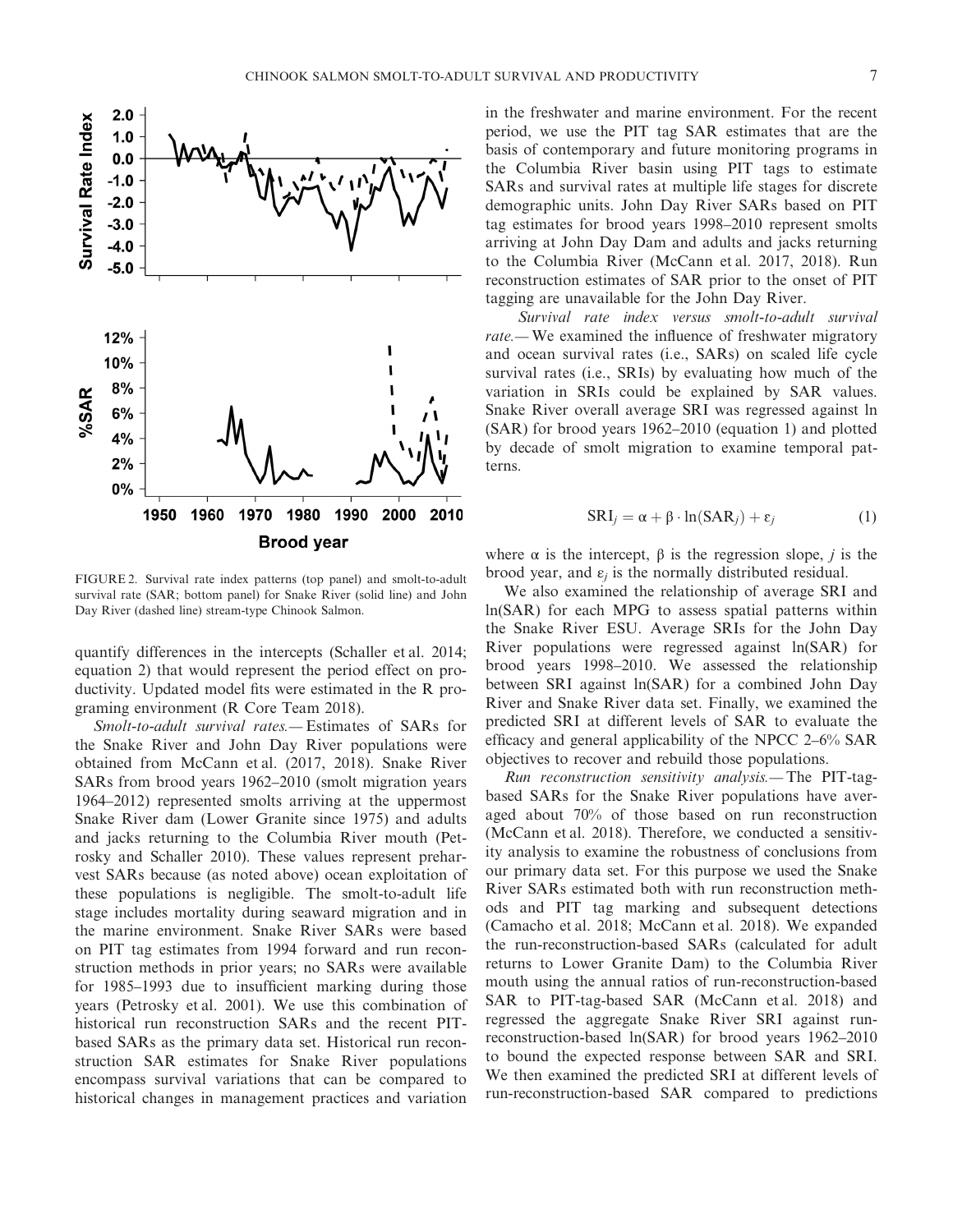Survival Rate Index

2.0
1.0
0.0
-1.0
-2.0
-3.0
-4.0
-5.0

%SAR

12%
10%
8%
6%
4%
2%
0%

1950 1960 1970 1980 1990 2000 2010

Brood year

FIGURE 2. Survival rate index patterns (top panel) and smolt-to-adult survival rate (SAR; bottom panel) for Snake River (solid line) and John Day River (dashed line) stream-type Chinook Salmon.

quantify differences in the intercepts (Schaller et al. 2014; equation 2) that would represent the period effect on productivity. Updated model fits were estimated in the R programing environment (R Core Team 2018).

*Smolt-to-adult survival rates.—* Estimates of SARs for the Snake River and John Day River populations were obtained from McCann et al. (2017, 2018). Snake River SARs from brood years 1962–2010 (smolt migration years 1964–2012) represented smolts arriving at the uppermost Snake River dam (Lower Granite since 1975) and adults and jacks returning to the Columbia River mouth (Petrosky and Schaller 2010). These values represent preharvest SARs because (as noted above) ocean exploitation of these populations is negligible. The smolt-to-adult life stage includes mortality during seaward migration and in the marine environment. Snake River SARs were based on PIT tag estimates from 1994 forward and run reconstruction methods in prior years; no SARs were available for 1985–1993 due to insufficient marking during those years (Petrosky et al. 2001). We use this combination of historical run reconstruction SARs and the recent PIT-based SARs as the primary data set. Historical run reconstruction SAR estimates for Snake River populations encompass survival variations that can be compared to historical changes in management practices and variation in the freshwater and marine environment. For the recent period, we use the PIT tag SAR estimates that are the basis of contemporary and future monitoring programs in the Columbia River basin using PIT tags to estimate SARs and survival rates at multiple life stages for discrete demographic units. John Day River SARs based on PIT tag estimates for brood years 1998–2010 represent smolts arriving at John Day Dam and adults and jacks returning to the Columbia River (McCann et al. 2017, 2018). Run reconstruction estimates of SAR prior to the onset of PIT tagging are unavailable for the John Day River.

*Survival rate index versus smolt-to-adult survival rate.—* We examined the influence of freshwater migratory and ocean survival rates (i.e., SARs) on scaled life cycle survival rates (i.e., SRIs) by evaluating how much of the variation in SRIs could be explained by SAR values. Snake River overall average SRI was regressed against ln (SAR) for brood years 1962–2010 (equation 1) and plotted by decade of smolt migration to examine temporal patterns.

$$\mathrm{SRI}_j = \alpha + \beta \cdot \ln(\mathrm{SAR}_j) + \varepsilon_j \tag{1}$$

where $\alpha$ is the intercept, $\beta$ is the regression slope, $j$ is the brood year, and $\varepsilon_j$ is the normally distributed residual.

We also examined the relationship of average SRI and ln(SAR) for each MPG to assess spatial patterns within the Snake River ESU. Average SRIs for the John Day River populations were regressed against ln(SAR) for brood years 1998–2010. We assessed the relationship between SRI against ln(SAR) for a combined John Day River and Snake River data set. Finally, we examined the predicted SRI at different levels of SAR to evaluate the efficacy and general applicability of the NPCC 2–6% SAR objectives to recover and rebuild those populations.

*Run reconstruction sensitivity analysis.—* The PIT-tag-based SARs for the Snake River populations have averaged about 70% of those based on run reconstruction (McCann et al. 2018). Therefore, we conducted a sensitivity analysis to examine the robustness of conclusions from our primary data set. For this purpose we used the Snake River SARs estimated both with run reconstruction methods and PIT tag marking and subsequent detections (Camacho et al. 2018; McCann et al. 2018). We expanded the run-reconstruction-based SARs (calculated for adult returns to Lower Granite Dam) to the Columbia River mouth using the annual ratios of run-reconstruction-based SAR to PIT-tag-based SAR (McCann et al. 2018) and regressed the aggregate Snake River SRI against run-reconstruction-based ln(SAR) for brood years 1962–2010 to bound the expected response between SAR and SRI. We then examined the predicted SRI at different levels of run-reconstruction-based SAR compared to predictions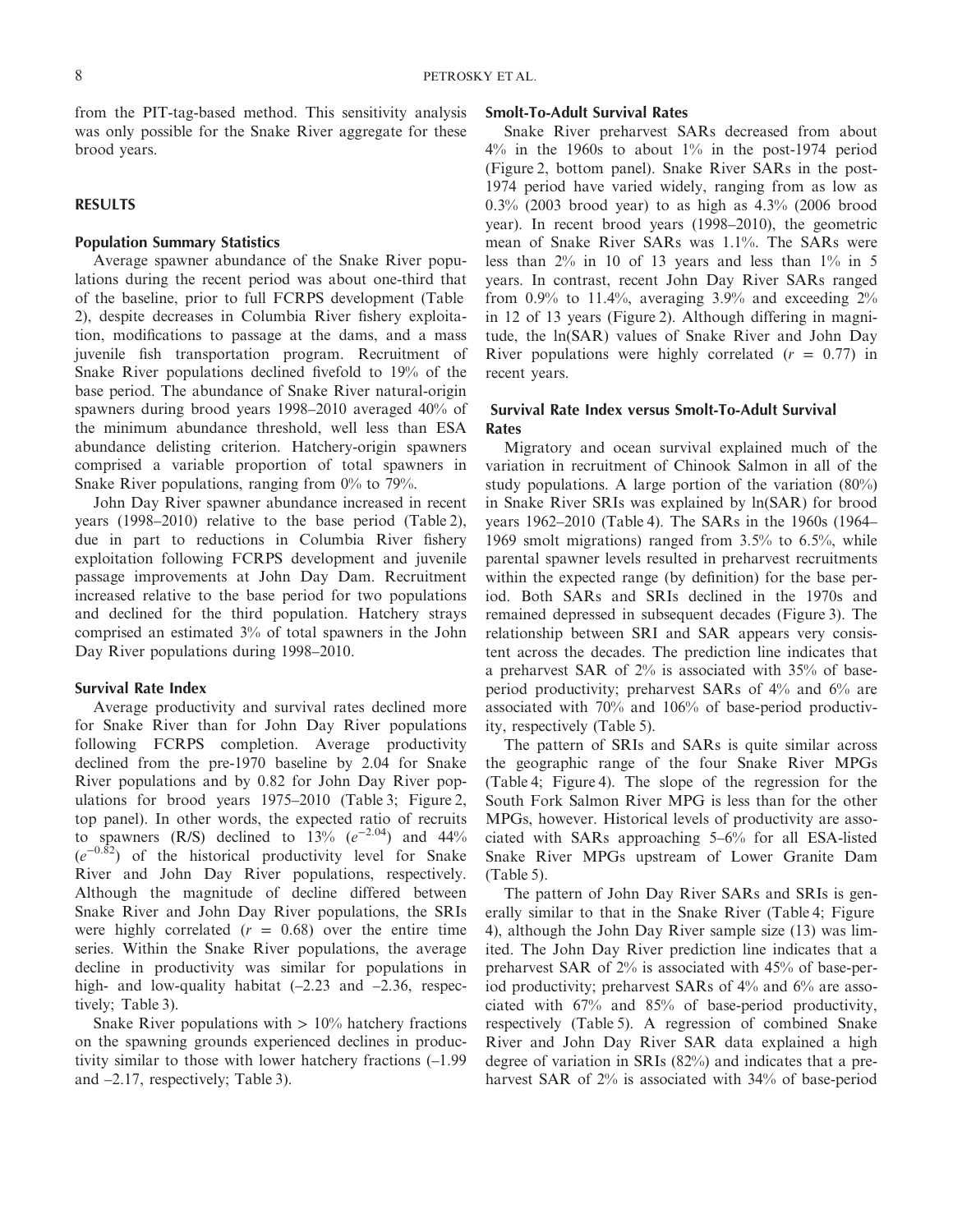from the PIT-tag-based method. This sensitivity analysis was only possible for the Snake River aggregate for these brood years.

## RESULTS

### Population Summary Statistics

Average spawner abundance of the Snake River populations during the recent period was about one-third that of the baseline, prior to full FCRPS development (Table 2), despite decreases in Columbia River fishery exploitation, modifications to passage at the dams, and a mass juvenile fish transportation program. Recruitment of Snake River populations declined fivefold to 19% of the base period. The abundance of Snake River natural-origin spawners during brood years 1998–2010 averaged 40% of the minimum abundance threshold, well less than ESA abundance delisting criterion. Hatchery-origin spawners comprised a variable proportion of total spawners in Snake River populations, ranging from 0% to 79%.

John Day River spawner abundance increased in recent years (1998–2010) relative to the base period (Table 2), due in part to reductions in Columbia River fishery exploitation following FCRPS development and juvenile passage improvements at John Day Dam. Recruitment increased relative to the base period for two populations and declined for the third population. Hatchery strays comprised an estimated 3% of total spawners in the John Day River populations during 1998–2010.

### Survival Rate Index

Average productivity and survival rates declined more for Snake River than for John Day River populations following FCRPS completion. Average productivity declined from the pre-1970 baseline by 2.04 for Snake River populations and by 0.82 for John Day River populations for brood years 1975–2010 (Table 3; Figure 2, top panel). In other words, the expected ratio of recruits to spawners (R/S) declined to 13% ($e^{-2.04}$) and 44% ($e^{-0.82}$) of the historical productivity level for Snake River and John Day River populations, respectively. Although the magnitude of decline differed between Snake River and John Day River populations, the SRIs were highly correlated ($r = 0.68$) over the entire time series. Within the Snake River populations, the average decline in productivity was similar for populations in high- and low-quality habitat (–2.23 and –2.36, respectively; Table 3).

Snake River populations with > 10% hatchery fractions on the spawning grounds experienced declines in productivity similar to those with lower hatchery fractions (–1.99 and –2.17, respectively; Table 3).

### Smolt-To-Adult Survival Rates

Snake River preharvest SARs decreased from about 4% in the 1960s to about 1% in the post-1974 period (Figure 2, bottom panel). Snake River SARs in the post-1974 period have varied widely, ranging from as low as 0.3% (2003 brood year) to as high as 4.3% (2006 brood year). In recent brood years (1998–2010), the geometric mean of Snake River SARs was 1.1%. The SARs were less than 2% in 10 of 13 years and less than 1% in 5 years. In contrast, recent John Day River SARs ranged from 0.9% to 11.4%, averaging 3.9% and exceeding 2% in 12 of 13 years (Figure 2). Although differing in magnitude, the ln(SAR) values of Snake River and John Day River populations were highly correlated ($r = 0.77$) in recent years.

### Survival Rate Index versus Smolt-To-Adult Survival Rates

Migratory and ocean survival explained much of the variation in recruitment of Chinook Salmon in all of the study populations. A large portion of the variation (80%) in Snake River SRIs was explained by ln(SAR) for brood years 1962–2010 (Table 4). The SARs in the 1960s (1964–1969 smolt migrations) ranged from 3.5% to 6.5%, while parental spawner levels resulted in preharvest recruitments within the expected range (by definition) for the base period. Both SARs and SRIs declined in the 1970s and remained depressed in subsequent decades (Figure 3). The relationship between SRI and SAR appears very consistent across the decades. The prediction line indicates that a preharvest SAR of 2% is associated with 35% of base-period productivity; preharvest SARs of 4% and 6% are associated with 70% and 106% of base-period productivity, respectively (Table 5).

The pattern of SRIs and SARs is quite similar across the geographic range of the four Snake River MPGs (Table 4; Figure 4). The slope of the regression for the South Fork Salmon River MPG is less than for the other MPGs, however. Historical levels of productivity are associated with SARs approaching 5–6% for all ESA-listed Snake River MPGs upstream of Lower Granite Dam (Table 5).

The pattern of John Day River SARs and SRIs is generally similar to that in the Snake River (Table 4; Figure 4), although the John Day River sample size (13) was limited. The John Day River prediction line indicates that a preharvest SAR of 2% is associated with 45% of base-period productivity; preharvest SARs of 4% and 6% are associated with 67% and 85% of base-period productivity, respectively (Table 5). A regression of combined Snake River and John Day River SAR data explained a high degree of variation in SRIs (82%) and indicates that a preharvest SAR of 2% is associated with 34% of base-period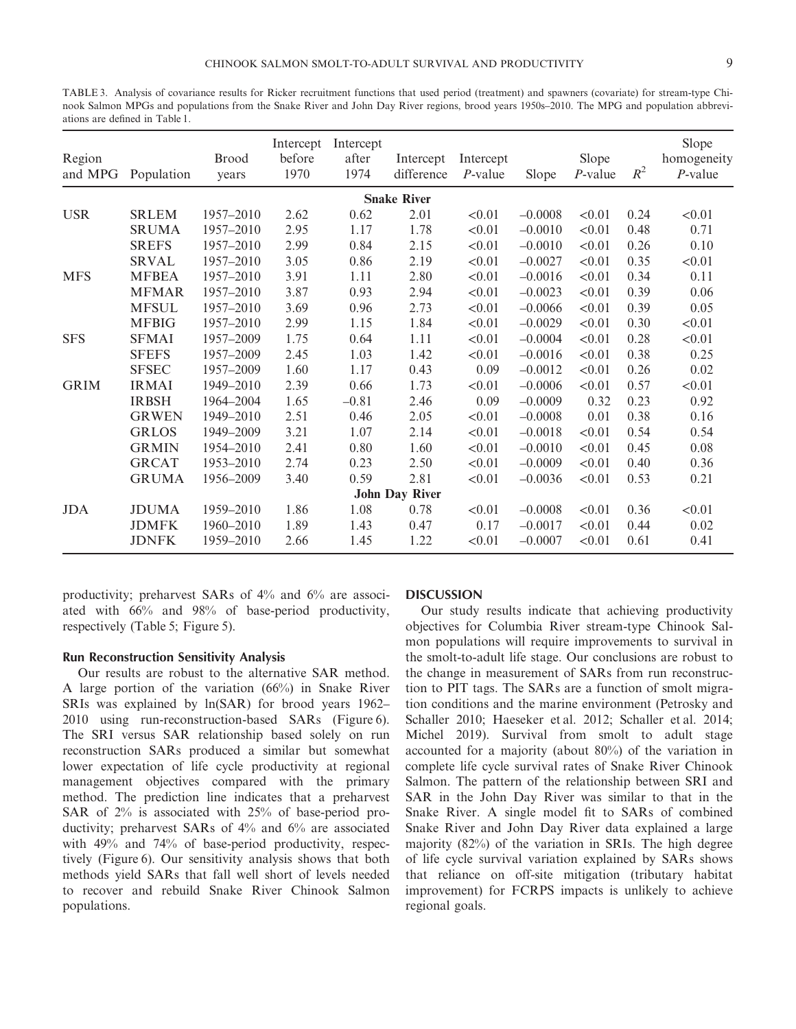TABLE 3. Analysis of covariance results for Ricker recruitment functions that used period (treatment) and spawners (covariate) for stream-type Chinook Salmon MPGs and populations from the Snake River and John Day River regions, brood years 1950s–2010. The MPG and population abbreviations are defined in Table 1.

| Region and MPG | Population | Brood years | Intercept before 1970 | Intercept after 1974 | Intercept difference | Intercept *P*-value | Slope | Slope *P*-value | $R^2$ | Slope homogeneity *P*-value |
|---|---|---|---|---|---|---|---|---|---|---|
| **Snake River** | | | | | | | | | | |
| USR | SRLEM | 1957–2010 | 2.62 | 0.62 | 2.01 | <0.01 | −0.0008 | <0.01 | 0.24 | <0.01 |
| | SRUMA | 1957–2010 | 2.95 | 1.17 | 1.78 | <0.01 | −0.0010 | <0.01 | 0.48 | 0.71 |
| | SREFS | 1957–2010 | 2.99 | 0.84 | 2.15 | <0.01 | −0.0010 | <0.01 | 0.26 | 0.10 |
| | SRVAL | 1957–2010 | 3.05 | 0.86 | 2.19 | <0.01 | −0.0027 | <0.01 | 0.35 | <0.01 |
| MFS | MFBEA | 1957–2010 | 3.91 | 1.11 | 2.80 | <0.01 | −0.0016 | <0.01 | 0.34 | 0.11 |
| | MFMAR | 1957–2010 | 3.87 | 0.93 | 2.94 | <0.01 | −0.0023 | <0.01 | 0.39 | 0.06 |
| | MFSUL | 1957–2010 | 3.69 | 0.96 | 2.73 | <0.01 | −0.0066 | <0.01 | 0.39 | 0.05 |
| | MFBIG | 1957–2010 | 2.99 | 1.15 | 1.84 | <0.01 | −0.0029 | <0.01 | 0.30 | <0.01 |
| SFS | SFMAI | 1957–2009 | 1.75 | 0.64 | 1.11 | <0.01 | −0.0004 | <0.01 | 0.28 | <0.01 |
| | SFEFS | 1957–2009 | 2.45 | 1.03 | 1.42 | <0.01 | −0.0016 | <0.01 | 0.38 | 0.25 |
| | SFSEC | 1957–2009 | 1.60 | 1.17 | 0.43 | 0.09 | −0.0012 | <0.01 | 0.26 | 0.02 |
| GRIM | IRMAI | 1949–2010 | 2.39 | 0.66 | 1.73 | <0.01 | −0.0006 | <0.01 | 0.57 | <0.01 |
| | IRBSH | 1964–2004 | 1.65 | −0.81 | 2.46 | 0.09 | −0.0009 | 0.32 | 0.23 | 0.92 |
| | GRWEN | 1949–2010 | 2.51 | 0.46 | 2.05 | <0.01 | −0.0008 | 0.01 | 0.38 | 0.16 |
| | GRLOS | 1949–2009 | 3.21 | 1.07 | 2.14 | <0.01 | −0.0018 | <0.01 | 0.54 | 0.54 |
| | GRMIN | 1954–2010 | 2.41 | 0.80 | 1.60 | <0.01 | −0.0010 | <0.01 | 0.45 | 0.08 |
| | GRCAT | 1953–2010 | 2.74 | 0.23 | 2.50 | <0.01 | −0.0009 | <0.01 | 0.40 | 0.36 |
| | GRUMA | 1956–2009 | 3.40 | 0.59 | 2.81 | <0.01 | −0.0036 | <0.01 | 0.53 | 0.21 |
| **John Day River** | | | | | | | | | | |
| JDA | JDUMA | 1959–2010 | 1.86 | 1.08 | 0.78 | <0.01 | −0.0008 | <0.01 | 0.36 | <0.01 |
| | JDMFK | 1960–2010 | 1.89 | 1.43 | 0.47 | 0.17 | −0.0017 | <0.01 | 0.44 | 0.02 |
| | JDNFK | 1959–2010 | 2.66 | 1.45 | 1.22 | <0.01 | −0.0007 | <0.01 | 0.61 | 0.41 |

productivity; preharvest SARs of 4% and 6% are associated with 66% and 98% of base-period productivity, respectively (Table 5; Figure 5).

### Run Reconstruction Sensitivity Analysis

Our results are robust to the alternative SAR method. A large portion of the variation (66%) in Snake River SRIs was explained by ln(SAR) for brood years 1962–2010 using run-reconstruction-based SARs (Figure 6). The SRI versus SAR relationship based solely on run reconstruction SARs produced a similar but somewhat lower expectation of life cycle productivity at regional management objectives compared with the primary method. The prediction line indicates that a preharvest SAR of 2% is associated with 25% of base-period productivity; preharvest SARs of 4% and 6% are associated with 49% and 74% of base-period productivity, respectively (Figure 6). Our sensitivity analysis shows that both methods yield SARs that fall well short of levels needed to recover and rebuild Snake River Chinook Salmon populations.

## DISCUSSION

Our study results indicate that achieving productivity objectives for Columbia River stream-type Chinook Salmon populations will require improvements to survival in the smolt-to-adult life stage. Our conclusions are robust to the change in measurement of SARs from run reconstruction to PIT tags. The SARs are a function of smolt migration conditions and the marine environment (Petrosky and Schaller 2010; Haeseker et al. 2012; Schaller et al. 2014; Michel 2019). Survival from smolt to adult stage accounted for a majority (about 80%) of the variation in complete life cycle survival rates of Snake River Chinook Salmon. The pattern of the relationship between SRI and SAR in the John Day River was similar to that in the Snake River. A single model fit to SARs of combined Snake River and John Day River data explained a large majority (82%) of the variation in SRIs. The high degree of life cycle survival variation explained by SARs shows that reliance on off-site mitigation (tributary habitat improvement) for FCRPS impacts is unlikely to achieve regional goals.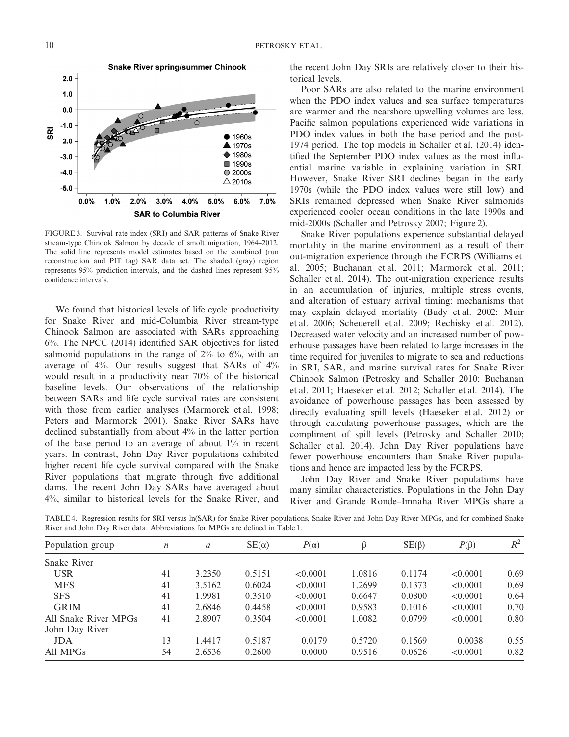Snake River spring/summer Chinook

2.0
1.0
0.0
-1.0
-2.0
-3.0
-4.0
-5.0

SRI

0.0% 1.0% 2.0% 3.0% 4.0% 5.0% 6.0% 7.0%

SAR to Columbia River

1960s
1970s
1980s
1990s
2000s
2010s

FIGURE 3. Survival rate index (SRI) and SAR patterns of Snake River stream-type Chinook Salmon by decade of smolt migration, 1964–2012. The solid line represents model estimates based on the combined (run reconstruction and PIT tag) SAR data set. The shaded (gray) region represents 95% prediction intervals, and the dashed lines represent 95% confidence intervals.

We found that historical levels of life cycle productivity for Snake River and mid-Columbia River stream-type Chinook Salmon are associated with SARs approaching 6%. The NPCC (2014) identified SAR objectives for listed salmonid populations in the range of 2% to 6%, with an average of 4%. Our results suggest that SARs of 4% would result in a productivity near 70% of the historical baseline levels. Our observations of the relationship between SARs and life cycle survival rates are consistent with those from earlier analyses (Marmorek et al. 1998; Peters and Marmorek 2001). Snake River SARs have declined substantially from about 4% in the latter portion of the base period to an average of about 1% in recent years. In contrast, John Day River populations exhibited higher recent life cycle survival compared with the Snake River populations that migrate through five additional dams. The recent John Day SARs have averaged about 4%, similar to historical levels for the Snake River, and the recent John Day SRIs are relatively closer to their historical levels.

Poor SARs are also related to the marine environment when the PDO index values and sea surface temperatures are warmer and the nearshore upwelling volumes are less. Pacific salmon populations experienced wide variations in PDO index values in both the base period and the post-1974 period. The top models in Schaller et al. (2014) identified the September PDO index values as the most influential marine variable in explaining variation in SRI. However, Snake River SRI declines began in the early 1970s (while the PDO index values were still low) and SRIs remained depressed when Snake River salmonids experienced cooler ocean conditions in the late 1990s and mid-2000s (Schaller and Petrosky 2007; Figure 2).

Snake River populations experience substantial delayed mortality in the marine environment as a result of their out-migration experience through the FCRPS (Williams et al. 2005; Buchanan et al. 2011; Marmorek et al. 2011; Schaller et al. 2014). The out-migration experience results in an accumulation of injuries, multiple stress events, and alteration of estuary arrival timing: mechanisms that may explain delayed mortality (Budy et al. 2002; Muir et al. 2006; Scheuerell et al. 2009; Rechisky et al. 2012). Decreased water velocity and an increased number of powerhouse passages have been related to large increases in the time required for juveniles to migrate to sea and reductions in SRI, SAR, and marine survival rates for Snake River Chinook Salmon (Petrosky and Schaller 2010; Buchanan et al. 2011; Haeseker et al. 2012; Schaller et al. 2014). The avoidance of powerhouse passages has been assessed by directly evaluating spill levels (Haeseker et al. 2012) or through calculating powerhouse passages, which are the compliment of spill levels (Petrosky and Schaller 2010; Schaller et al. 2014). John Day River populations have fewer powerhouse encounters than Snake River populations and hence are impacted less by the FCRPS.

John Day River and Snake River populations have many similar characteristics. Populations in the John Day River and Grande Ronde–Imnaha River MPGs share a

TABLE 4. Regression results for SRI versus ln(SAR) for Snake River populations, Snake River and John Day River MPGs, and for combined Snake River and John Day River data. Abbreviations for MPGs are defined in Table 1.

| Population group | $n$ | $a$ | SE($\alpha$) | $P(\alpha)$ | $\beta$ | SE($\beta$) | $P(\beta)$ | $R^2$ |
|---|---|---|---|---|---|---|---|---|
| Snake River | | | | | | | | |
| USR | 41 | 3.2350 | 0.5151 | <0.0001 | 1.0816 | 0.1174 | <0.0001 | 0.69 |
| MFS | 41 | 3.5162 | 0.6024 | <0.0001 | 1.2699 | 0.1373 | <0.0001 | 0.69 |
| SFS | 41 | 1.9981 | 0.3510 | <0.0001 | 0.6647 | 0.0800 | <0.0001 | 0.64 |
| GRIM | 41 | 2.6846 | 0.4458 | <0.0001 | 0.9583 | 0.1016 | <0.0001 | 0.70 |
| All Snake River MPGs | 41 | 2.8907 | 0.3504 | <0.0001 | 1.0082 | 0.0799 | <0.0001 | 0.80 |
| John Day River | | | | | | | | |
| JDA | 13 | 1.4417 | 0.5187 | 0.0179 | 0.5720 | 0.1569 | 0.0038 | 0.55 |
| All MPGs | 54 | 2.6536 | 0.2600 | 0.0000 | 0.9516 | 0.0626 | <0.0001 | 0.82 |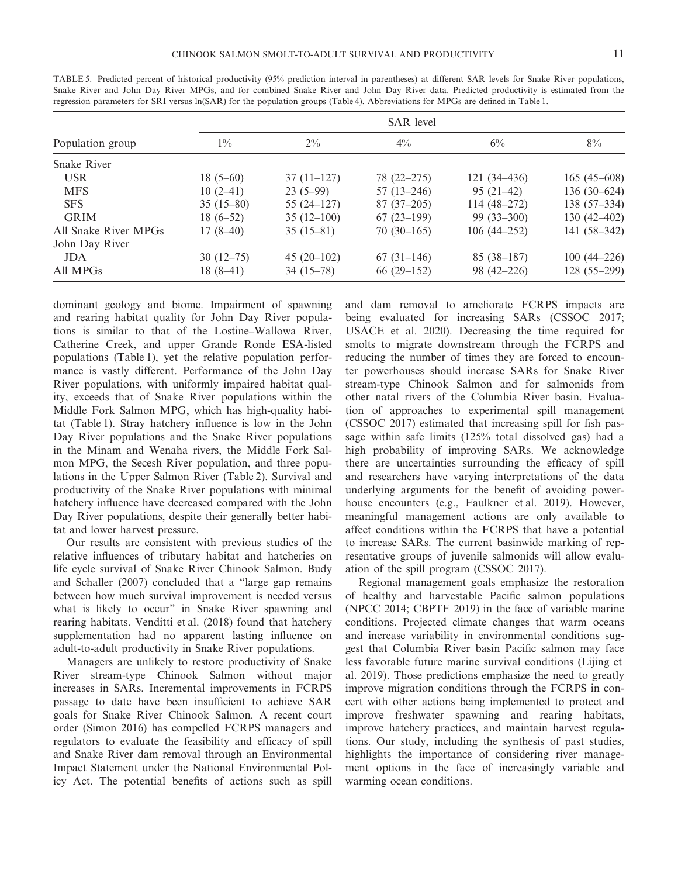TABLE 5. Predicted percent of historical productivity (95% prediction interval in parentheses) at different SAR levels for Snake River populations, Snake River and John Day River MPGs, and for combined Snake River and John Day River data. Predicted productivity is estimated from the regression parameters for SRI versus ln(SAR) for the population groups (Table 4). Abbreviations for MPGs are defined in Table 1.

| Population group | SAR level | | | | |
|---|---|---|---|---|---|
| | 1% | 2% | 4% | 6% | 8% |
| Snake River | | | | | |
| USR | 18 (5–60) | 37 (11–127) | 78 (22–275) | 121 (34–436) | 165 (45–608) |
| MFS | 10 (2–41) | 23 (5–99) | 57 (13–246) | 95 (21–42) | 136 (30–624) |
| SFS | 35 (15–80) | 55 (24–127) | 87 (37–205) | 114 (48–272) | 138 (57–334) |
| GRIM | 18 (6–52) | 35 (12–100) | 67 (23–199) | 99 (33–300) | 130 (42–402) |
| All Snake River MPGs | 17 (8–40) | 35 (15–81) | 70 (30–165) | 106 (44–252) | 141 (58–342) |
| John Day River | | | | | |
| JDA | 30 (12–75) | 45 (20–102) | 67 (31–146) | 85 (38–187) | 100 (44–226) |
| All MPGs | 18 (8–41) | 34 (15–78) | 66 (29–152) | 98 (42–226) | 128 (55–299) |

dominant geology and biome. Impairment of spawning and rearing habitat quality for John Day River populations is similar to that of the Lostine–Wallowa River, Catherine Creek, and upper Grande Ronde ESA-listed populations (Table 1), yet the relative population performance is vastly different. Performance of the John Day River populations, with uniformly impaired habitat quality, exceeds that of Snake River populations within the Middle Fork Salmon MPG, which has high-quality habitat (Table 1). Stray hatchery influence is low in the John Day River populations and the Snake River populations in the Minam and Wenaha rivers, the Middle Fork Salmon MPG, the Secesh River population, and three populations in the Upper Salmon River (Table 2). Survival and productivity of the Snake River populations with minimal hatchery influence have decreased compared with the John Day River populations, despite their generally better habitat and lower harvest pressure.

Our results are consistent with previous studies of the relative influences of tributary habitat and hatcheries on life cycle survival of Snake River Chinook Salmon. Budy and Schaller (2007) concluded that a "large gap remains between how much survival improvement is needed versus what is likely to occur" in Snake River spawning and rearing habitats. Venditti et al. (2018) found that hatchery supplementation had no apparent lasting influence on adult-to-adult productivity in Snake River populations.

Managers are unlikely to restore productivity of Snake River stream-type Chinook Salmon without major increases in SARs. Incremental improvements in FCRPS passage to date have been insufficient to achieve SAR goals for Snake River Chinook Salmon. A recent court order (Simon 2016) has compelled FCRPS managers and regulators to evaluate the feasibility and efficacy of spill and Snake River dam removal through an Environmental Impact Statement under the National Environmental Policy Act. The potential benefits of actions such as spill and dam removal to ameliorate FCRPS impacts are being evaluated for increasing SARs (CSSOC 2017; USACE et al. 2020). Decreasing the time required for smolts to migrate downstream through the FCRPS and reducing the number of times they are forced to encounter powerhouses should increase SARs for Snake River stream-type Chinook Salmon and for salmonids from other natal rivers of the Columbia River basin. Evaluation of approaches to experimental spill management (CSSOC 2017) estimated that increasing spill for fish passage within safe limits (125% total dissolved gas) had a high probability of improving SARs. We acknowledge there are uncertainties surrounding the efficacy of spill and researchers have varying interpretations of the data underlying arguments for the benefit of avoiding powerhouse encounters (e.g., Faulkner et al. 2019). However, meaningful management actions are only available to affect conditions within the FCRPS that have a potential to increase SARs. The current basinwide marking of representative groups of juvenile salmonids will allow evaluation of the spill program (CSSOC 2017).

Regional management goals emphasize the restoration of healthy and harvestable Pacific salmon populations (NPCC 2014; CBPTF 2019) in the face of variable marine conditions. Projected climate changes that warm oceans and increase variability in environmental conditions suggest that Columbia River basin Pacific salmon may face less favorable future marine survival conditions (Lijing et al. 2019). Those predictions emphasize the need to greatly improve migration conditions through the FCRPS in concert with other actions being implemented to protect and improve freshwater spawning and rearing habitats, improve hatchery practices, and maintain harvest regulations. Our study, including the synthesis of past studies, highlights the importance of considering river management options in the face of increasingly variable and warming ocean conditions.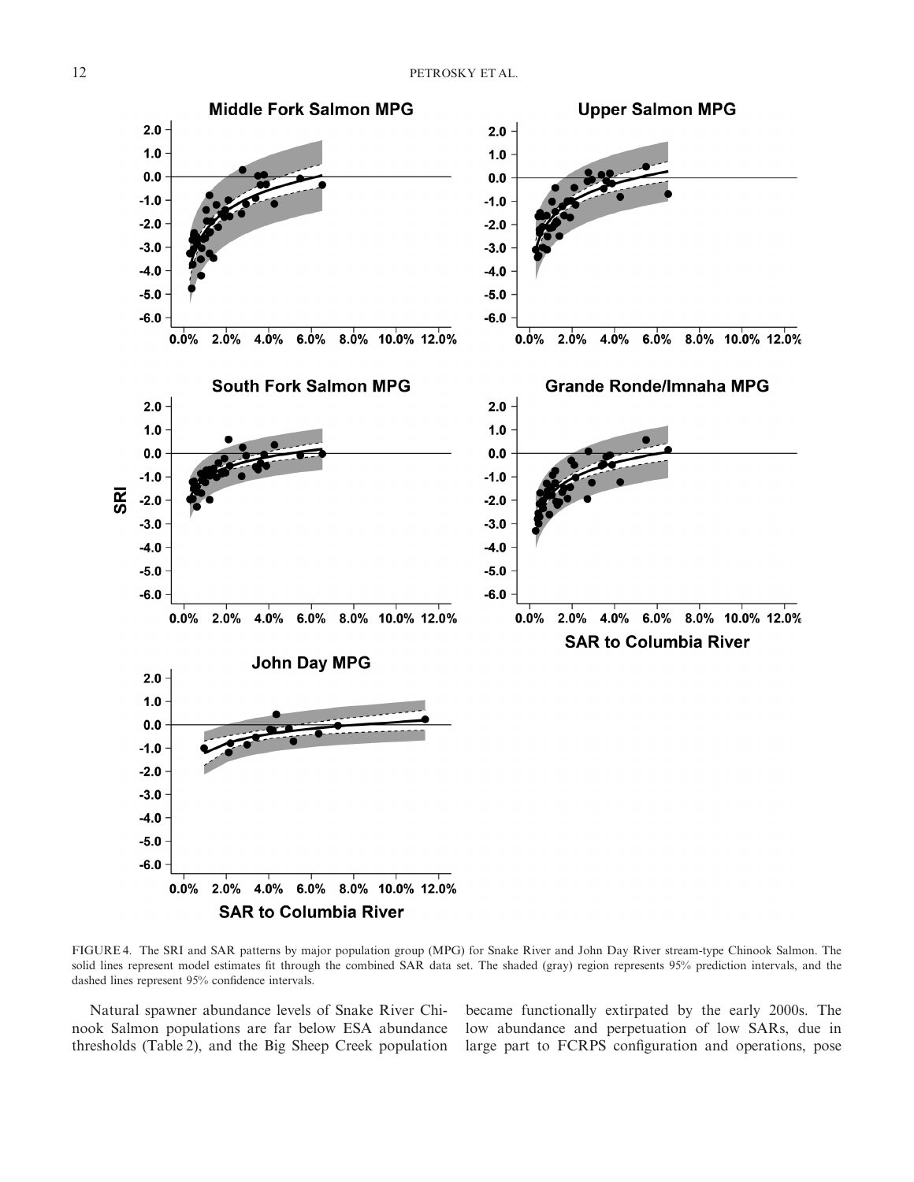Middle Fork Salmon MPG

2.0
1.0
0.0
-1.0
-2.0
-3.0
-4.0
-5.0
-6.0

0.0% 2.0% 4.0% 6.0% 8.0% 10.0% 12.0%

Upper Salmon MPG

2.0
1.0
0.0
-1.0
-2.0
-3.0
-4.0
-5.0
-6.0

0.0% 2.0% 4.0% 6.0% 8.0% 10.0% 12.0%

South Fork Salmon MPG

SRI

2.0
1.0
0.0
-1.0
-2.0
-3.0
-4.0
-5.0
-6.0

0.0% 2.0% 4.0% 6.0% 8.0% 10.0% 12.0%

Grande Ronde/Imnaha MPG

2.0
1.0
0.0
-1.0
-2.0
-3.0
-4.0
-5.0
-6.0

0.0% 2.0% 4.0% 6.0% 8.0% 10.0% 12.0%

SAR to Columbia River

John Day MPG

2.0
1.0
0.0
-1.0
-2.0
-3.0
-4.0
-5.0
-6.0

0.0% 2.0% 4.0% 6.0% 8.0% 10.0% 12.0%

SAR to Columbia River

FIGURE 4. The SRI and SAR patterns by major population group (MPG) for Snake River and John Day River stream-type Chinook Salmon. The solid lines represent model estimates fit through the combined SAR data set. The shaded (gray) region represents 95% prediction intervals, and the dashed lines represent 95% confidence intervals.

Natural spawner abundance levels of Snake River Chinook Salmon populations are far below ESA abundance thresholds (Table 2), and the Big Sheep Creek population became functionally extirpated by the early 2000s. The low abundance and perpetuation of low SARs, due in large part to FCRPS configuration and operations, pose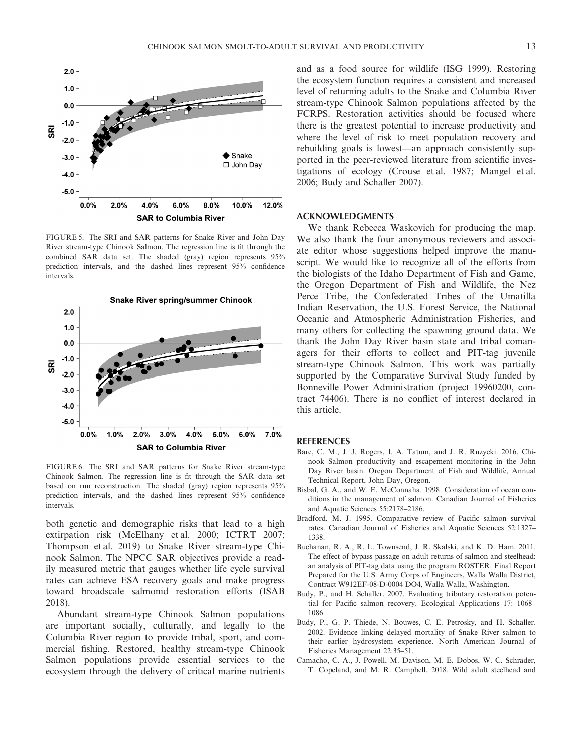2.0
1.0
0.0
-1.0
-2.0
-3.0
-4.0
-5.0
SRI
0.0% 2.0% 4.0% 6.0% 8.0% 10.0% 12.0%
SAR to Columbia River
Snake
John Day

FIGURE 5. The SRI and SAR patterns for Snake River and John Day River stream-type Chinook Salmon. The regression line is fit through the combined SAR data set. The shaded (gray) region represents 95% prediction intervals, and the dashed lines represent 95% confidence intervals.

Snake River spring/summer Chinook
2.0
1.0
0.0
-1.0
-2.0
-3.0
-4.0
-5.0
SRI
0.0% 1.0% 2.0% 3.0% 4.0% 5.0% 6.0% 7.0%
SAR to Columbia River

FIGURE 6. The SRI and SAR patterns for Snake River stream-type Chinook Salmon. The regression line is fit through the SAR data set based on run reconstruction. The shaded (gray) region represents 95% prediction intervals, and the dashed lines represent 95% confidence intervals.

both genetic and demographic risks that lead to a high extirpation risk (McElhany et al. 2000; ICTRT 2007; Thompson et al. 2019) to Snake River stream-type Chinook Salmon. The NPCC SAR objectives provide a readily measured metric that gauges whether life cycle survival rates can achieve ESA recovery goals and make progress toward broadscale salmonid restoration efforts (ISAB 2018).

Abundant stream-type Chinook Salmon populations are important socially, culturally, and legally to the Columbia River region to provide tribal, sport, and commercial fishing. Restored, healthy stream-type Chinook Salmon populations provide essential services to the ecosystem through the delivery of critical marine nutrients and as a food source for wildlife (ISG 1999). Restoring the ecosystem function requires a consistent and increased level of returning adults to the Snake and Columbia River stream-type Chinook Salmon populations affected by the FCRPS. Restoration activities should be focused where there is the greatest potential to increase productivity and where the level of risk to meet population recovery and rebuilding goals is lowest—an approach consistently supported in the peer-reviewed literature from scientific investigations of ecology (Crouse et al. 1987; Mangel et al. 2006; Budy and Schaller 2007).

## ACKNOWLEDGMENTS

We thank Rebecca Waskovich for producing the map. We also thank the four anonymous reviewers and associate editor whose suggestions helped improve the manuscript. We would like to recognize all of the efforts from the biologists of the Idaho Department of Fish and Game, the Oregon Department of Fish and Wildlife, the Nez Perce Tribe, the Confederated Tribes of the Umatilla Indian Reservation, the U.S. Forest Service, the National Oceanic and Atmospheric Administration Fisheries, and many others for collecting the spawning ground data. We thank the John Day River basin state and tribal comanagers for their efforts to collect and PIT-tag juvenile stream-type Chinook Salmon. This work was partially supported by the Comparative Survival Study funded by Bonneville Power Administration (project 19960200, contract 74406). There is no conflict of interest declared in this article.

## REFERENCES

Bare, C. M., J. J. Rogers, I. A. Tatum, and J. R. Ruzycki. 2016. Chinook Salmon productivity and escapement monitoring in the John Day River basin. Oregon Department of Fish and Wildlife, Annual Technical Report, John Day, Oregon.

Bisbal, G. A., and W. E. McConnaha. 1998. Consideration of ocean conditions in the management of salmon. Canadian Journal of Fisheries and Aquatic Sciences 55:2178–2186.

Bradford, M. J. 1995. Comparative review of Pacific salmon survival rates. Canadian Journal of Fisheries and Aquatic Sciences 52:1327–1338.

Buchanan, R. A., R. L. Townsend, J. R. Skalski, and K. D. Ham. 2011. The effect of bypass passage on adult returns of salmon and steelhead: an analysis of PIT-tag data using the program ROSTER. Final Report Prepared for the U.S. Army Corps of Engineers, Walla Walla District, Contract W912EF-08-D-0004 DO4, Walla Walla, Washington.

Budy, P., and H. Schaller. 2007. Evaluating tributary restoration potential for Pacific salmon recovery. Ecological Applications 17: 1068–1086.

Budy, P., G. P. Thiede, N. Bouwes, C. E. Petrosky, and H. Schaller. 2002. Evidence linking delayed mortality of Snake River salmon to their earlier hydrosystem experience. North American Journal of Fisheries Management 22:35–51.

Camacho, C. A., J. Powell, M. Davison, M. E. Dobos, W. C. Schrader, T. Copeland, and M. R. Campbell. 2018. Wild adult steelhead and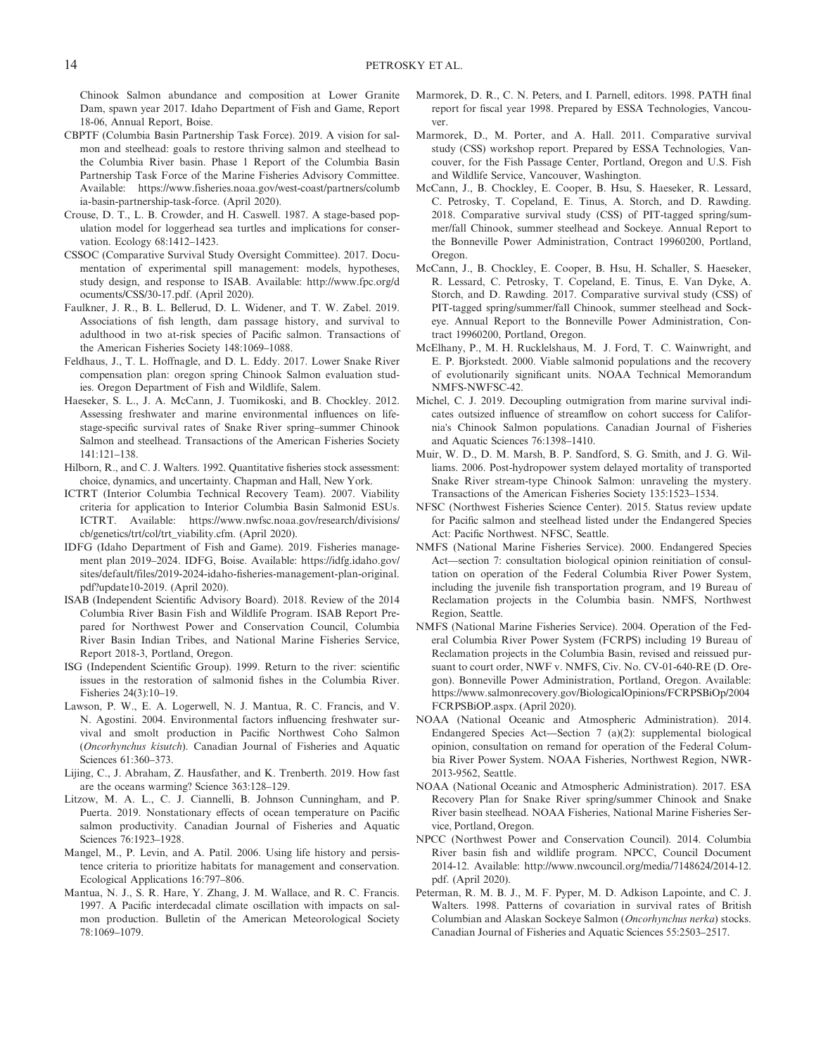Chinook Salmon abundance and composition at Lower Granite Dam, spawn year 2017. Idaho Department of Fish and Game, Report 18-06, Annual Report, Boise.

CBPTF (Columbia Basin Partnership Task Force). 2019. A vision for salmon and steelhead: goals to restore thriving salmon and steelhead to the Columbia River basin. Phase 1 Report of the Columbia Basin Partnership Task Force of the Marine Fisheries Advisory Committee. Available: https://www.fisheries.noaa.gov/west-coast/partners/columbia-basin-partnership-task-force. (April 2020).

Crouse, D. T., L. B. Crowder, and H. Caswell. 1987. A stage-based population model for loggerhead sea turtles and implications for conservation. Ecology 68:1412–1423.

CSSOC (Comparative Survival Study Oversight Committee). 2017. Documentation of experimental spill management: models, hypotheses, study design, and response to ISAB. Available: http://www.fpc.org/documents/CSS/30-17.pdf. (April 2020).

Faulkner, J. R., B. L. Bellerud, D. L. Widener, and T. W. Zabel. 2019. Associations of fish length, dam passage history, and survival to adulthood in two at-risk species of Pacific salmon. Transactions of the American Fisheries Society 148:1069–1088.

Feldhaus, J., T. L. Hoffnagle, and D. L. Eddy. 2017. Lower Snake River compensation plan: oregon spring Chinook Salmon evaluation studies. Oregon Department of Fish and Wildlife, Salem.

Haeseker, S. L., J. A. McCann, J. Tuomikoski, and B. Chockley. 2012. Assessing freshwater and marine environmental influences on life-stage-specific survival rates of Snake River spring–summer Chinook Salmon and steelhead. Transactions of the American Fisheries Society 141:121–138.

Hilborn, R., and C. J. Walters. 1992. Quantitative fisheries stock assessment: choice, dynamics, and uncertainty. Chapman and Hall, New York.

ICTRT (Interior Columbia Technical Recovery Team). 2007. Viability criteria for application to Interior Columbia Basin Salmonid ESUs. ICTRT. Available: https://www.nwfsc.noaa.gov/research/divisions/cb/genetics/trt/col/trt_viability.cfm. (April 2020).

IDFG (Idaho Department of Fish and Game). 2019. Fisheries management plan 2019–2024. IDFG, Boise. Available: https://idfg.idaho.gov/sites/default/files/2019-2024-idaho-fisheries-management-plan-original.pdf?update10-2019. (April 2020).

ISAB (Independent Scientific Advisory Board). 2018. Review of the 2014 Columbia River Basin Fish and Wildlife Program. ISAB Report Prepared for Northwest Power and Conservation Council, Columbia River Basin Indian Tribes, and National Marine Fisheries Service, Report 2018-3, Portland, Oregon.

ISG (Independent Scientific Group). 1999. Return to the river: scientific issues in the restoration of salmonid fishes in the Columbia River. Fisheries 24(3):10–19.

Lawson, P. W., E. A. Logerwell, N. J. Mantua, R. C. Francis, and V. N. Agostini. 2004. Environmental factors influencing freshwater survival and smolt production in Pacific Northwest Coho Salmon (*Oncorhynchus kisutch*). Canadian Journal of Fisheries and Aquatic Sciences 61:360–373.

Lijing, C., J. Abraham, Z. Hausfather, and K. Trenberth. 2019. How fast are the oceans warming? Science 363:128–129.

Litzow, M. A. L., C. J. Ciannelli, B. Johnson Cunningham, and P. Puerta. 2019. Nonstationary effects of ocean temperature on Pacific salmon productivity. Canadian Journal of Fisheries and Aquatic Sciences 76:1923–1928.

Mangel, M., P. Levin, and A. Patil. 2006. Using life history and persistence criteria to prioritize habitats for management and conservation. Ecological Applications 16:797–806.

Mantua, N. J., S. R. Hare, Y. Zhang, J. M. Wallace, and R. C. Francis. 1997. A Pacific interdecadal climate oscillation with impacts on salmon production. Bulletin of the American Meteorological Society 78:1069–1079.

Marmorek, D. R., C. N. Peters, and I. Parnell, editors. 1998. PATH final report for fiscal year 1998. Prepared by ESSA Technologies, Vancouver.

Marmorek, D., M. Porter, and A. Hall. 2011. Comparative survival study (CSS) workshop report. Prepared by ESSA Technologies, Vancouver, for the Fish Passage Center, Portland, Oregon and U.S. Fish and Wildlife Service, Vancouver, Washington.

McCann, J., B. Chockley, E. Cooper, B. Hsu, S. Haeseker, R. Lessard, C. Petrosky, T. Copeland, E. Tinus, A. Storch, and D. Rawding. 2018. Comparative survival study (CSS) of PIT-tagged spring/summer/fall Chinook, summer steelhead and Sockeye. Annual Report to the Bonneville Power Administration, Contract 19960200, Portland, Oregon.

McCann, J., B. Chockley, E. Cooper, B. Hsu, H. Schaller, S. Haeseker, R. Lessard, C. Petrosky, T. Copeland, E. Tinus, E. Van Dyke, A. Storch, and D. Rawding. 2017. Comparative survival study (CSS) of PIT-tagged spring/summer/fall Chinook, summer steelhead and Sockeye. Annual Report to the Bonneville Power Administration, Contract 19960200, Portland, Oregon.

McElhany, P., M. H. Rucklelshaus, M. J. Ford, T. C. Wainwright, and E. P. Bjorkstedt. 2000. Viable salmonid populations and the recovery of evolutionarily significant units. NOAA Technical Memorandum NMFS-NWFSC-42.

Michel, C. J. 2019. Decoupling outmigration from marine survival indicates outsized influence of streamflow on cohort success for California's Chinook Salmon populations. Canadian Journal of Fisheries and Aquatic Sciences 76:1398–1410.

Muir, W. D., D. M. Marsh, B. P. Sandford, S. G. Smith, and J. G. Williams. 2006. Post-hydropower system delayed mortality of transported Snake River stream-type Chinook Salmon: unraveling the mystery. Transactions of the American Fisheries Society 135:1523–1534.

NFSC (Northwest Fisheries Science Center). 2015. Status review update for Pacific salmon and steelhead listed under the Endangered Species Act: Pacific Northwest. NFSC, Seattle.

NMFS (National Marine Fisheries Service). 2000. Endangered Species Act—section 7: consultation biological opinion reinitiation of consultation on operation of the Federal Columbia River Power System, including the juvenile fish transportation program, and 19 Bureau of Reclamation projects in the Columbia basin. NMFS, Northwest Region, Seattle.

NMFS (National Marine Fisheries Service). 2004. Operation of the Federal Columbia River Power System (FCRPS) including 19 Bureau of Reclamation projects in the Columbia Basin, revised and reissued pursuant to court order, NWF v. NMFS, Civ. No. CV-01-640-RE (D. Oregon). Bonneville Power Administration, Portland, Oregon. Available: https://www.salmonrecovery.gov/BiologicalOpinions/FCRPSBiOp/2004FCRPSBiOP.aspx. (April 2020).

NOAA (National Oceanic and Atmospheric Administration). 2014. Endangered Species Act—Section 7 (a)(2): supplemental biological opinion, consultation on remand for operation of the Federal Columbia River Power System. NOAA Fisheries, Northwest Region, NWR-2013-9562, Seattle.

NOAA (National Oceanic and Atmospheric Administration). 2017. ESA Recovery Plan for Snake River spring/summer Chinook and Snake River basin steelhead. NOAA Fisheries, National Marine Fisheries Service, Portland, Oregon.

NPCC (Northwest Power and Conservation Council). 2014. Columbia River basin fish and wildlife program. NPCC, Council Document 2014-12. Available: http://www.nwcouncil.org/media/7148624/2014-12.pdf. (April 2020).

Peterman, R. M. B. J., M. F. Pyper, M. D. Adkison Lapointe, and C. J. Walters. 1998. Patterns of covariation in survival rates of British Columbian and Alaskan Sockeye Salmon (*Oncorhynchus nerka*) stocks. Canadian Journal of Fisheries and Aquatic Sciences 55:2503–2517.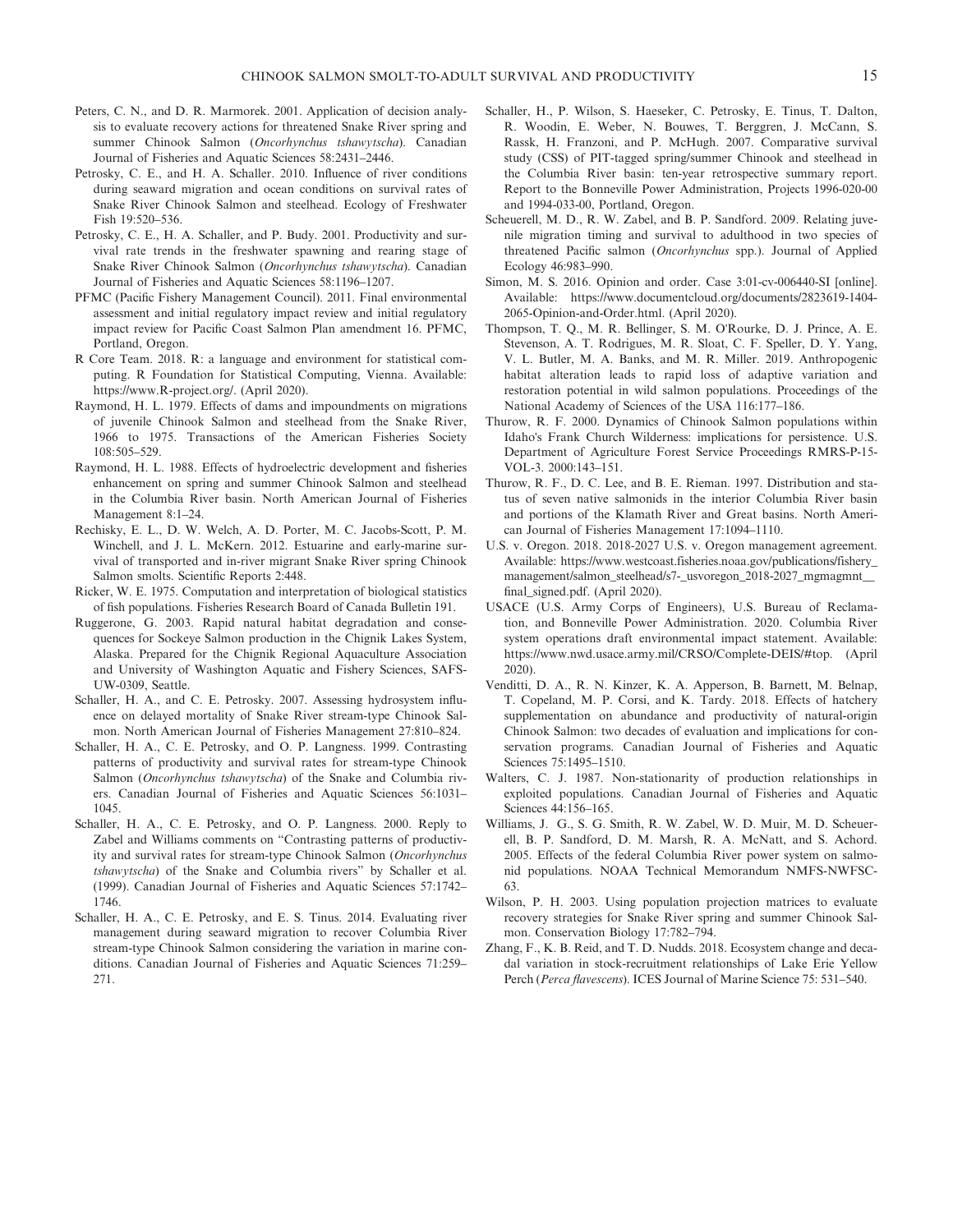Peters, C. N., and D. R. Marmorek. 2001. Application of decision analysis to evaluate recovery actions for threatened Snake River spring and summer Chinook Salmon (*Oncorhynchus tshawytscha*). Canadian Journal of Fisheries and Aquatic Sciences 58:2431–2446.

Petrosky, C. E., and H. A. Schaller. 2010. Influence of river conditions during seaward migration and ocean conditions on survival rates of Snake River Chinook Salmon and steelhead. Ecology of Freshwater Fish 19:520–536.

Petrosky, C. E., H. A. Schaller, and P. Budy. 2001. Productivity and survival rate trends in the freshwater spawning and rearing stage of Snake River Chinook Salmon (*Oncorhynchus tshawytscha*). Canadian Journal of Fisheries and Aquatic Sciences 58:1196–1207.

PFMC (Pacific Fishery Management Council). 2011. Final environmental assessment and initial regulatory impact review and initial regulatory impact review for Pacific Coast Salmon Plan amendment 16. PFMC, Portland, Oregon.

R Core Team. 2018. R: a language and environment for statistical computing. R Foundation for Statistical Computing, Vienna. Available: https://www.R-project.org/. (April 2020).

Raymond, H. L. 1979. Effects of dams and impoundments on migrations of juvenile Chinook Salmon and steelhead from the Snake River, 1966 to 1975. Transactions of the American Fisheries Society 108:505–529.

Raymond, H. L. 1988. Effects of hydroelectric development and fisheries enhancement on spring and summer Chinook Salmon and steelhead in the Columbia River basin. North American Journal of Fisheries Management 8:1–24.

Rechisky, E. L., D. W. Welch, A. D. Porter, M. C. Jacobs-Scott, P. M. Winchell, and J. L. McKern. 2012. Estuarine and early-marine survival of transported and in-river migrant Snake River spring Chinook Salmon smolts. Scientific Reports 2:448.

Ricker, W. E. 1975. Computation and interpretation of biological statistics of fish populations. Fisheries Research Board of Canada Bulletin 191.

Ruggerone, G. 2003. Rapid natural habitat degradation and consequences for Sockeye Salmon production in the Chignik Lakes System, Alaska. Prepared for the Chignik Regional Aquaculture Association and University of Washington Aquatic and Fishery Sciences, SAFS-UW-0309, Seattle.

Schaller, H. A., and C. E. Petrosky. 2007. Assessing hydrosystem influence on delayed mortality of Snake River stream-type Chinook Salmon. North American Journal of Fisheries Management 27:810–824.

Schaller, H. A., C. E. Petrosky, and O. P. Langness. 1999. Contrasting patterns of productivity and survival rates for stream-type Chinook Salmon (*Oncorhynchus tshawytscha*) of the Snake and Columbia rivers. Canadian Journal of Fisheries and Aquatic Sciences 56:1031–1045.

Schaller, H. A., C. E. Petrosky, and O. P. Langness. 2000. Reply to Zabel and Williams comments on "Contrasting patterns of productivity and survival rates for stream-type Chinook Salmon (*Oncorhynchus tshawytscha*) of the Snake and Columbia rivers" by Schaller et al. (1999). Canadian Journal of Fisheries and Aquatic Sciences 57:1742–1746.

Schaller, H. A., C. E. Petrosky, and E. S. Tinus. 2014. Evaluating river management during seaward migration to recover Columbia River stream-type Chinook Salmon considering the variation in marine conditions. Canadian Journal of Fisheries and Aquatic Sciences 71:259–271.

Schaller, H., P. Wilson, S. Haeseker, C. Petrosky, E. Tinus, T. Dalton, R. Woodin, E. Weber, N. Bouwes, T. Berggren, J. McCann, S. Rassk, H. Franzoni, and P. McHugh. 2007. Comparative survival study (CSS) of PIT-tagged spring/summer Chinook and steelhead in the Columbia River basin: ten-year retrospective summary report. Report to the Bonneville Power Administration, Projects 1996-020-00 and 1994-033-00, Portland, Oregon.

Scheuerell, M. D., R. W. Zabel, and B. P. Sandford. 2009. Relating juvenile migration timing and survival to adulthood in two species of threatened Pacific salmon (*Oncorhynchus* spp.). Journal of Applied Ecology 46:983–990.

Simon, M. S. 2016. Opinion and order. Case 3:01-cv-006440-SI [online]. Available: https://www.documentcloud.org/documents/2823619-1404-2065-Opinion-and-Order.html. (April 2020).

Thompson, T. Q., M. R. Bellinger, S. M. O'Rourke, D. J. Prince, A. E. Stevenson, A. T. Rodrigues, M. R. Sloat, C. F. Speller, D. Y. Yang, V. L. Butler, M. A. Banks, and M. R. Miller. 2019. Anthropogenic habitat alteration leads to rapid loss of adaptive variation and restoration potential in wild salmon populations. Proceedings of the National Academy of Sciences of the USA 116:177–186.

Thurow, R. F. 2000. Dynamics of Chinook Salmon populations within Idaho's Frank Church Wilderness: implications for persistence. U.S. Department of Agriculture Forest Service Proceedings RMRS-P-15-VOL-3. 2000:143–151.

Thurow, R. F., D. C. Lee, and B. E. Rieman. 1997. Distribution and status of seven native salmonids in the interior Columbia River basin and portions of the Klamath River and Great basins. North American Journal of Fisheries Management 17:1094–1110.

U.S. v. Oregon. 2018. 2018-2027 U.S. v. Oregon management agreement. Available: https://www.westcoast.fisheries.noaa.gov/publications/fishery_management/salmon_steelhead/s7-_usvoregon_2018-2027_mgmagmnt__final_signed.pdf. (April 2020).

USACE (U.S. Army Corps of Engineers), U.S. Bureau of Reclamation, and Bonneville Power Administration. 2020. Columbia River system operations draft environmental impact statement. Available: https://www.nwd.usace.army.mil/CRSO/Complete-DEIS/#top. (April 2020).

Venditti, D. A., R. N. Kinzer, K. A. Apperson, B. Barnett, M. Belnap, T. Copeland, M. P. Corsi, and K. Tardy. 2018. Effects of hatchery supplementation on abundance and productivity of natural-origin Chinook Salmon: two decades of evaluation and implications for conservation programs. Canadian Journal of Fisheries and Aquatic Sciences 75:1495–1510.

Walters, C. J. 1987. Non-stationarity of production relationships in exploited populations. Canadian Journal of Fisheries and Aquatic Sciences 44:156–165.

Williams, J. G., S. G. Smith, R. W. Zabel, W. D. Muir, M. D. Scheuerell, B. P. Sandford, D. M. Marsh, R. A. McNatt, and S. Achord. 2005. Effects of the federal Columbia River power system on salmonid populations. NOAA Technical Memorandum NMFS-NWFSC-63.

Wilson, P. H. 2003. Using population projection matrices to evaluate recovery strategies for Snake River spring and summer Chinook Salmon. Conservation Biology 17:782–794.

Zhang, F., K. B. Reid, and T. D. Nudds. 2018. Ecosystem change and decadal variation in stock-recruitment relationships of Lake Erie Yellow Perch (*Perca flavescens*). ICES Journal of Marine Science 75: 531–540.